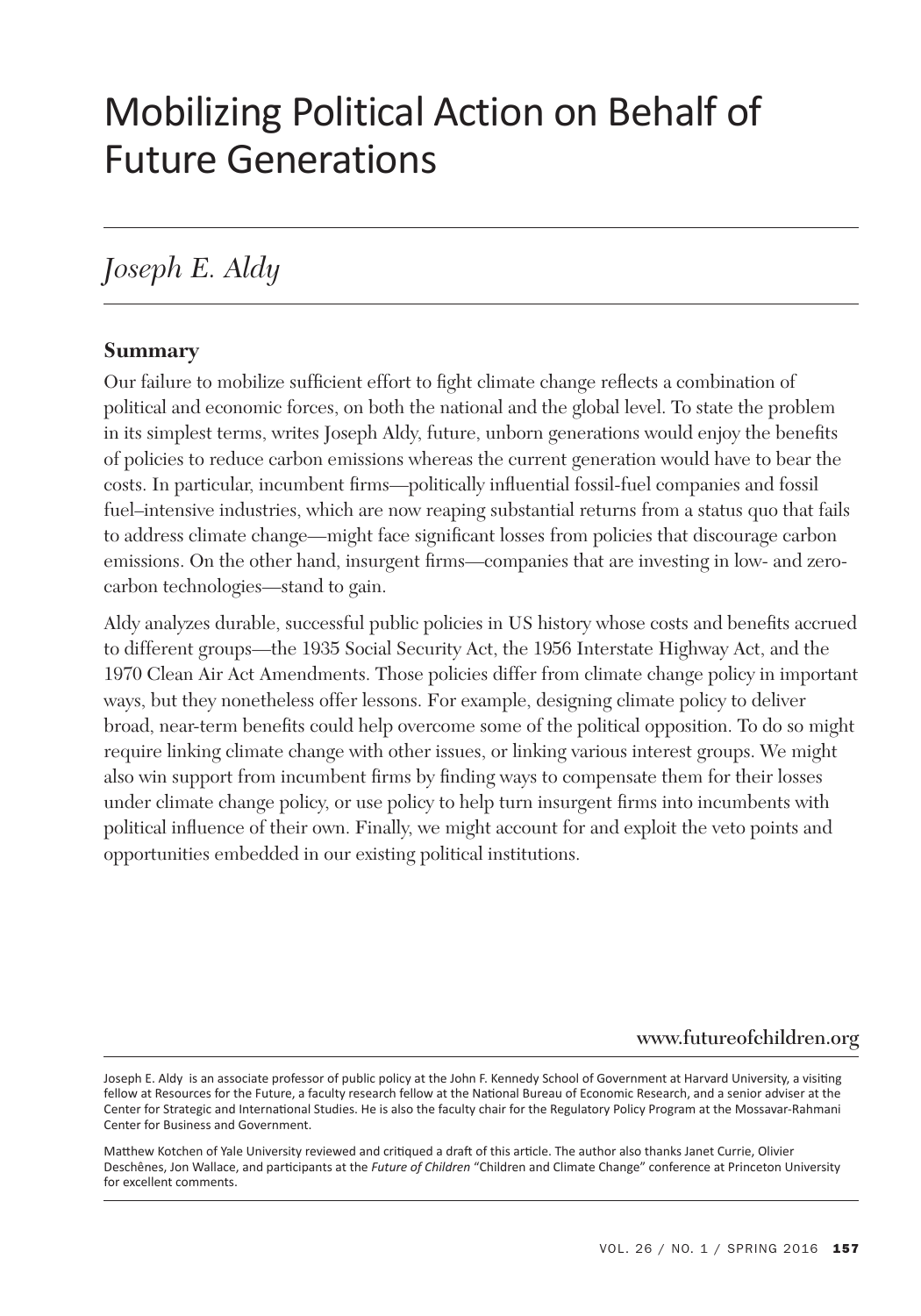# Mobilizing Political Action on Behalf of Future Generations

*Joseph E. Aldy*

### Summary

Our failure to mobilize sufficient effort to fight climate change reflects a combination of political and economic forces, on both the national and the global level. To state the problem in its simplest terms, writes Joseph Aldy, future, unborn generations would enjoy the benefits of policies to reduce carbon emissions whereas the current generation would have to bear the costs. In particular, incumbent firms—politically influential fossil-fuel companies and fossil fuel–intensive industries, which are now reaping substantial returns from a status quo that fails to address climate change—might face significant losses from policies that discourage carbon emissions. On the other hand, insurgent firms—companies that are investing in low- and zero-carbon technologies—stand to gain.

Aldy analyzes durable, successful public policies in US history whose costs and benefits accrued to different groups—the 1935 Social Security Act, the 1956 Interstate Highway Act, and the 1970 Clean Air Act Amendments. Those policies differ from climate change policy in important ways, but they nonetheless offer lessons. For example, designing climate policy to deliver broad, near-term benefits could help overcome some of the political opposition. To do so might require linking climate change with other issues, or linking various interest groups. We might also win support from incumbent firms by finding ways to compensate them for their losses under climate change policy, or use policy to help turn insurgent firms into incumbents with political influence of their own. Finally, we might account for and exploit the veto points and opportunities embedded in our existing political institutions.

www.futureofchildren.org

Joseph E. Aldy is an associate professor of public policy at the John F. Kennedy School of Government at Harvard University, a visiting fellow at Resources for the Future, a faculty research fellow at the National Bureau of Economic Research, and a senior adviser at the Center for Strategic and International Studies. He is also the faculty chair for the Regulatory Policy Program at the Mossavar-Rahmani Center for Business and Government.

Matthew Kotchen of Yale University reviewed and critiqued a draft of this article. The author also thanks Janet Currie, Olivier Deschênes, Jon Wallace, and participants at the *Future of Children* "Children and Climate Change" conference at Princeton University for excellent comments.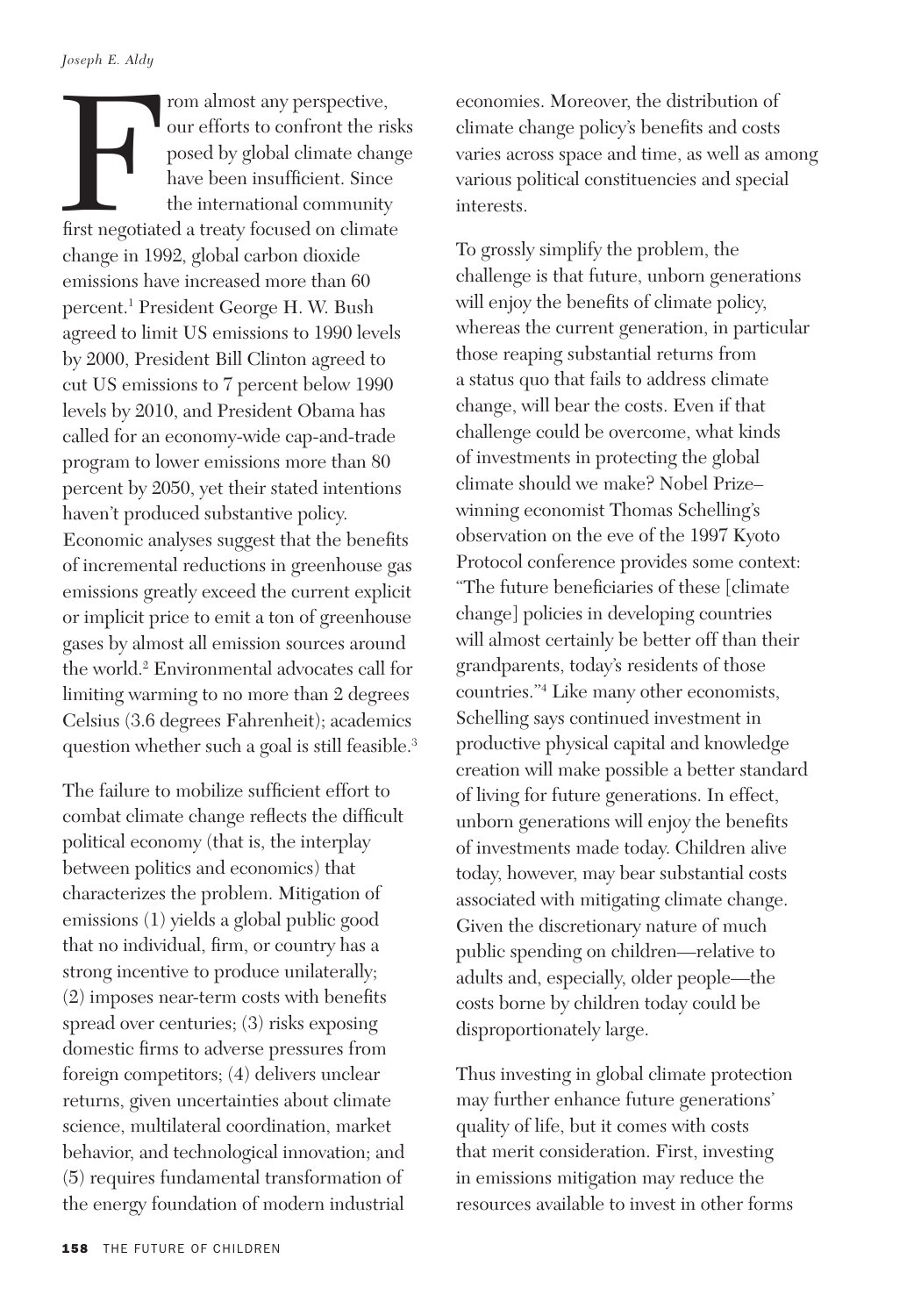From almost any perspective, our efforts to confront the risks posed by global climate change have been insufficient. Since the international community first negotiated a treaty focused on climate change in 1992, global carbon dioxide emissions have increased more than 60 percent.[1] President George H. W. Bush agreed to limit US emissions to 1990 levels by 2000, President Bill Clinton agreed to cut US emissions to 7 percent below 1990 levels by 2010, and President Obama has called for an economy-wide cap-and-trade program to lower emissions more than 80 percent by 2050, yet their stated intentions haven't produced substantive policy. Economic analyses suggest that the benefits of incremental reductions in greenhouse gas emissions greatly exceed the current explicit or implicit price to emit a ton of greenhouse gases by almost all emission sources around the world.[2] Environmental advocates call for limiting warming to no more than 2 degrees Celsius (3.6 degrees Fahrenheit); academics question whether such a goal is still feasible.[3]

The failure to mobilize sufficient effort to combat climate change reflects the difficult political economy (that is, the interplay between politics and economics) that characterizes the problem. Mitigation of emissions (1) yields a global public good that no individual, firm, or country has a strong incentive to produce unilaterally; (2) imposes near-term costs with benefits spread over centuries; (3) risks exposing domestic firms to adverse pressures from foreign competitors; (4) delivers unclear returns, given uncertainties about climate science, multilateral coordination, market behavior, and technological innovation; and (5) requires fundamental transformation of the energy foundation of modern industrial economies. Moreover, the distribution of climate change policy's benefits and costs varies across space and time, as well as among various political constituencies and special interests.

To grossly simplify the problem, the challenge is that future, unborn generations will enjoy the benefits of climate policy, whereas the current generation, in particular those reaping substantial returns from a status quo that fails to address climate change, will bear the costs. Even if that challenge could be overcome, what kinds of investments in protecting the global climate should we make? Nobel Prize–winning economist Thomas Schelling's observation on the eve of the 1997 Kyoto Protocol conference provides some context: "The future beneficiaries of these [climate change] policies in developing countries will almost certainly be better off than their grandparents, today's residents of those countries."[4] Like many other economists, Schelling says continued investment in productive physical capital and knowledge creation will make possible a better standard of living for future generations. In effect, unborn generations will enjoy the benefits of investments made today. Children alive today, however, may bear substantial costs associated with mitigating climate change. Given the discretionary nature of much public spending on children—relative to adults and, especially, older people—the costs borne by children today could be disproportionately large.

Thus investing in global climate protection may further enhance future generations' quality of life, but it comes with costs that merit consideration. First, investing in emissions mitigation may reduce the resources available to invest in other forms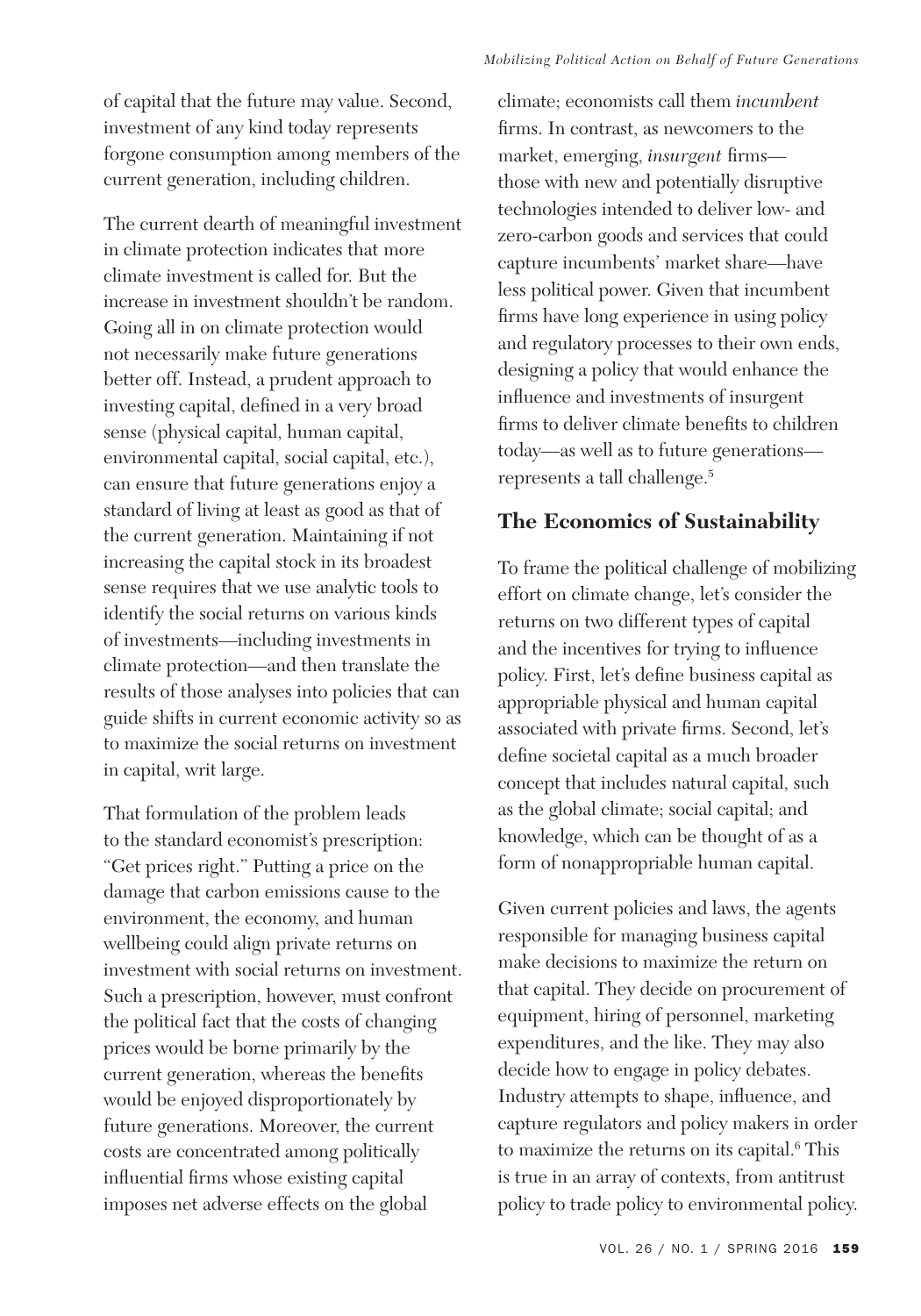of capital that the future may value. Second, investment of any kind today represents forgone consumption among members of the current generation, including children.

The current dearth of meaningful investment in climate protection indicates that more climate investment is called for. But the increase in investment shouldn't be random. Going all in on climate protection would not necessarily make future generations better off. Instead, a prudent approach to investing capital, defined in a very broad sense (physical capital, human capital, environmental capital, social capital, etc.), can ensure that future generations enjoy a standard of living at least as good as that of the current generation. Maintaining if not increasing the capital stock in its broadest sense requires that we use analytic tools to identify the social returns on various kinds of investments—including investments in climate protection—and then translate the results of those analyses into policies that can guide shifts in current economic activity so as to maximize the social returns on investment in capital, writ large.

That formulation of the problem leads to the standard economist's prescription: "Get prices right." Putting a price on the damage that carbon emissions cause to the environment, the economy, and human wellbeing could align private returns on investment with social returns on investment. Such a prescription, however, must confront the political fact that the costs of changing prices would be borne primarily by the current generation, whereas the benefits would be enjoyed disproportionately by future generations. Moreover, the current costs are concentrated among politically influential firms whose existing capital imposes net adverse effects on the global climate; economists call them *incumbent* firms. In contrast, as newcomers to the market, emerging, *insurgent* firms—those with new and potentially disruptive technologies intended to deliver low- and zero-carbon goods and services that could capture incumbents' market share—have less political power. Given that incumbent firms have long experience in using policy and regulatory processes to their own ends, designing a policy that would enhance the influence and investments of insurgent firms to deliver climate benefits to children today—as well as to future generations—represents a tall challenge.[5]

## The Economics of Sustainability

To frame the political challenge of mobilizing effort on climate change, let's consider the returns on two different types of capital and the incentives for trying to influence policy. First, let's define business capital as appropriable physical and human capital associated with private firms. Second, let's define societal capital as a much broader concept that includes natural capital, such as the global climate; social capital; and knowledge, which can be thought of as a form of nonappropriable human capital.

Given current policies and laws, the agents responsible for managing business capital make decisions to maximize the return on that capital. They decide on procurement of equipment, hiring of personnel, marketing expenditures, and the like. They may also decide how to engage in policy debates. Industry attempts to shape, influence, and capture regulators and policy makers in order to maximize the returns on its capital.[6] This is true in an array of contexts, from antitrust policy to trade policy to environmental policy.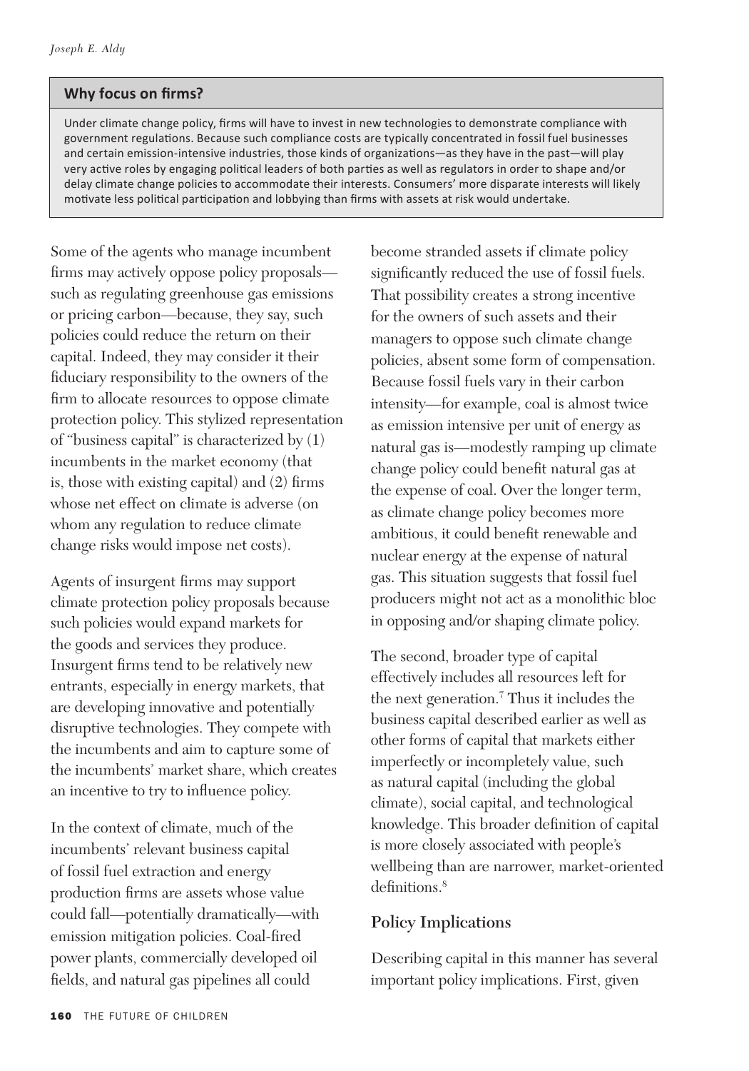## Why focus on firms?

Under climate change policy, firms will have to invest in new technologies to demonstrate compliance with government regulations. Because such compliance costs are typically concentrated in fossil fuel businesses and certain emission-intensive industries, those kinds of organizations—as they have in the past—will play very active roles by engaging political leaders of both parties as well as regulators in order to shape and/or delay climate change policies to accommodate their interests. Consumers' more disparate interests will likely motivate less political participation and lobbying than firms with assets at risk would undertake.

Some of the agents who manage incumbent firms may actively oppose policy proposals—such as regulating greenhouse gas emissions or pricing carbon—because, they say, such policies could reduce the return on their capital. Indeed, they may consider it their fiduciary responsibility to the owners of the firm to allocate resources to oppose climate protection policy. This stylized representation of "business capital" is characterized by (1) incumbents in the market economy (that is, those with existing capital) and (2) firms whose net effect on climate is adverse (on whom any regulation to reduce climate change risks would impose net costs).

Agents of insurgent firms may support climate protection policy proposals because such policies would expand markets for the goods and services they produce. Insurgent firms tend to be relatively new entrants, especially in energy markets, that are developing innovative and potentially disruptive technologies. They compete with the incumbents and aim to capture some of the incumbents' market share, which creates an incentive to try to influence policy.

In the context of climate, much of the incumbents' relevant business capital of fossil fuel extraction and energy production firms are assets whose value could fall—potentially dramatically—with emission mitigation policies. Coal-fired power plants, commercially developed oil fields, and natural gas pipelines all could become stranded assets if climate policy significantly reduced the use of fossil fuels. That possibility creates a strong incentive for the owners of such assets and their managers to oppose such climate change policies, absent some form of compensation. Because fossil fuels vary in their carbon intensity—for example, coal is almost twice as emission intensive per unit of energy as natural gas is—modestly ramping up climate change policy could benefit natural gas at the expense of coal. Over the longer term, as climate change policy becomes more ambitious, it could benefit renewable and nuclear energy at the expense of natural gas. This situation suggests that fossil fuel producers might not act as a monolithic bloc in opposing and/or shaping climate policy.

The second, broader type of capital effectively includes all resources left for the next generation.[7] Thus it includes the business capital described earlier as well as other forms of capital that markets either imperfectly or incompletely value, such as natural capital (including the global climate), social capital, and technological knowledge. This broader definition of capital is more closely associated with people's wellbeing than are narrower, market-oriented definitions.[8]

### Policy Implications

Describing capital in this manner has several important policy implications. First, given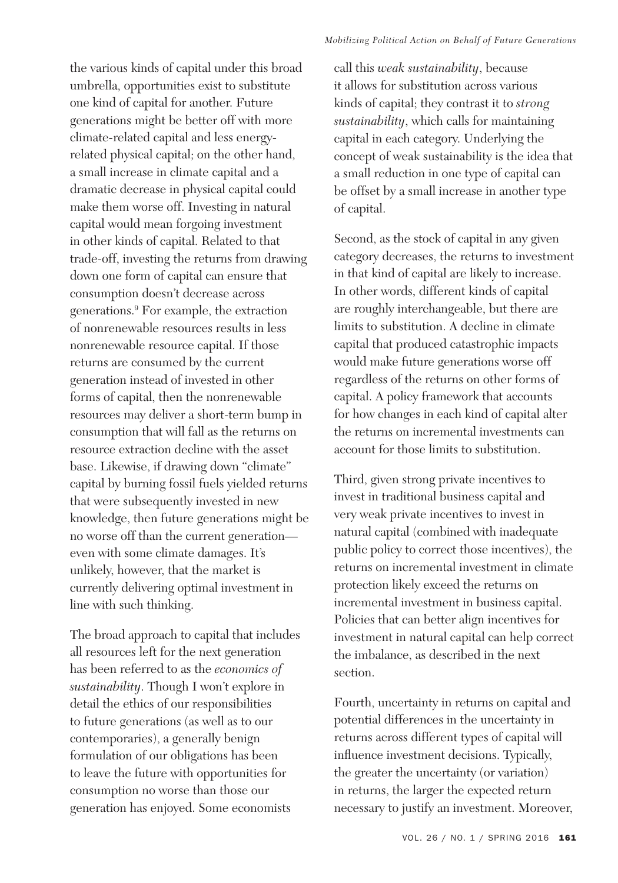the various kinds of capital under this broad umbrella, opportunities exist to substitute one kind of capital for another. Future generations might be better off with more climate-related capital and less energy-related physical capital; on the other hand, a small increase in climate capital and a dramatic decrease in physical capital could make them worse off. Investing in natural capital would mean forgoing investment in other kinds of capital. Related to that trade-off, investing the returns from drawing down one form of capital can ensure that consumption doesn't decrease across generations.[9] For example, the extraction of nonrenewable resources results in less nonrenewable resource capital. If those returns are consumed by the current generation instead of invested in other forms of capital, then the nonrenewable resources may deliver a short-term bump in consumption that will fall as the returns on resource extraction decline with the asset base. Likewise, if drawing down "climate" capital by burning fossil fuels yielded returns that were subsequently invested in new knowledge, then future generations might be no worse off than the current generation—even with some climate damages. It's unlikely, however, that the market is currently delivering optimal investment in line with such thinking.

The broad approach to capital that includes all resources left for the next generation has been referred to as the *economics of sustainability*. Though I won't explore in detail the ethics of our responsibilities to future generations (as well as to our contemporaries), a generally benign formulation of our obligations has been to leave the future with opportunities for consumption no worse than those our generation has enjoyed. Some economists call this *weak sustainability*, because it allows for substitution across various kinds of capital; they contrast it to *strong sustainability*, which calls for maintaining capital in each category. Underlying the concept of weak sustainability is the idea that a small reduction in one type of capital can be offset by a small increase in another type of capital.

Second, as the stock of capital in any given category decreases, the returns to investment in that kind of capital are likely to increase. In other words, different kinds of capital are roughly interchangeable, but there are limits to substitution. A decline in climate capital that produced catastrophic impacts would make future generations worse off regardless of the returns on other forms of capital. A policy framework that accounts for how changes in each kind of capital alter the returns on incremental investments can account for those limits to substitution.

Third, given strong private incentives to invest in traditional business capital and very weak private incentives to invest in natural capital (combined with inadequate public policy to correct those incentives), the returns on incremental investment in climate protection likely exceed the returns on incremental investment in business capital. Policies that can better align incentives for investment in natural capital can help correct the imbalance, as described in the next section.

Fourth, uncertainty in returns on capital and potential differences in the uncertainty in returns across different types of capital will influence investment decisions. Typically, the greater the uncertainty (or variation) in returns, the larger the expected return necessary to justify an investment. Moreover,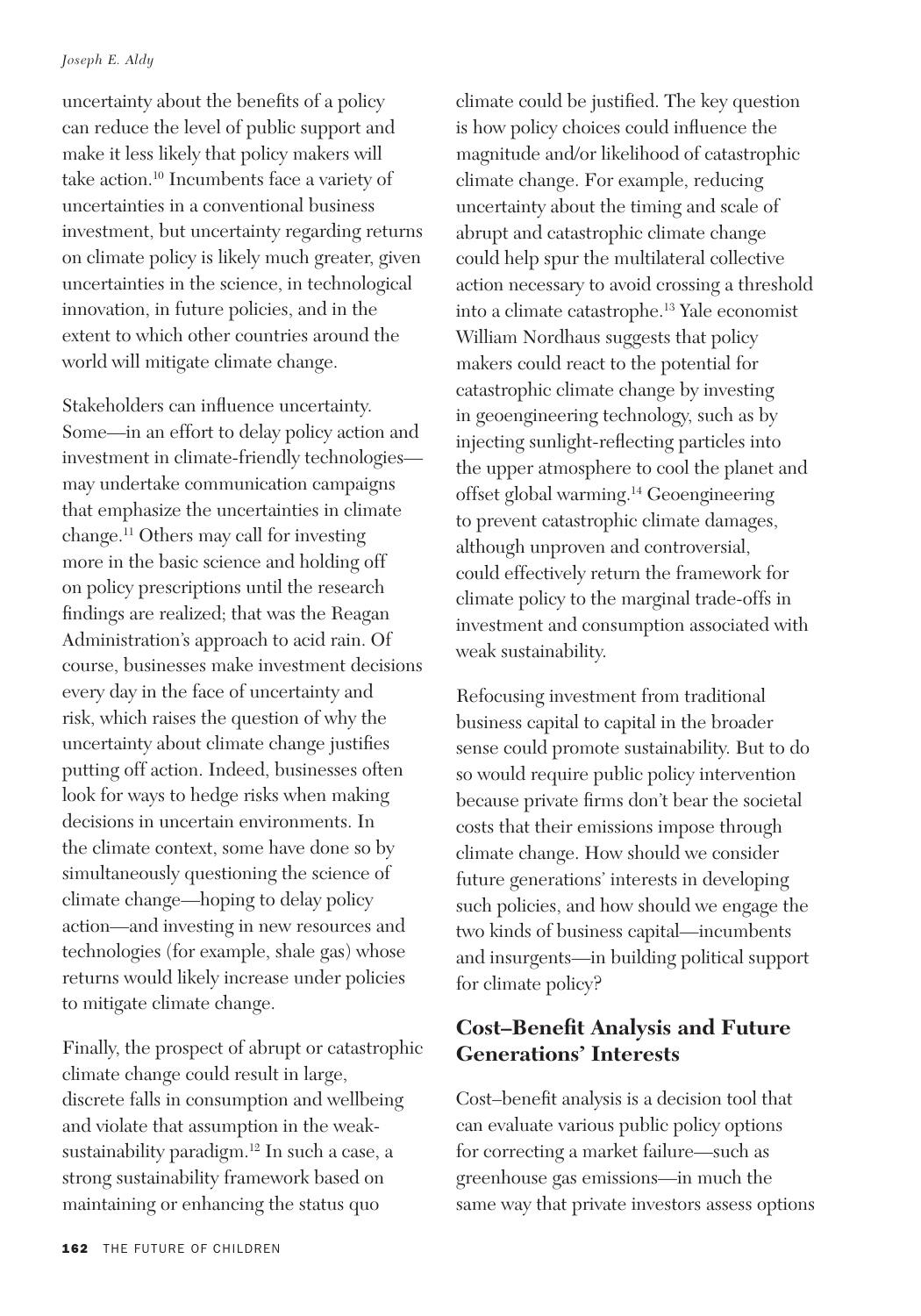uncertainty about the benefits of a policy can reduce the level of public support and make it less likely that policy makers will take action.[10] Incumbents face a variety of uncertainties in a conventional business investment, but uncertainty regarding returns on climate policy is likely much greater, given uncertainties in the science, in technological innovation, in future policies, and in the extent to which other countries around the world will mitigate climate change.

Stakeholders can influence uncertainty. Some—in an effort to delay policy action and investment in climate-friendly technologies—may undertake communication campaigns that emphasize the uncertainties in climate change.[11] Others may call for investing more in the basic science and holding off on policy prescriptions until the research findings are realized; that was the Reagan Administration's approach to acid rain. Of course, businesses make investment decisions every day in the face of uncertainty and risk, which raises the question of why the uncertainty about climate change justifies putting off action. Indeed, businesses often look for ways to hedge risks when making decisions in uncertain environments. In the climate context, some have done so by simultaneously questioning the science of climate change—hoping to delay policy action—and investing in new resources and technologies (for example, shale gas) whose returns would likely increase under policies to mitigate climate change.

Finally, the prospect of abrupt or catastrophic climate change could result in large, discrete falls in consumption and wellbeing and violate that assumption in the weak-sustainability paradigm.[12] In such a case, a strong sustainability framework based on maintaining or enhancing the status quo climate could be justified. The key question is how policy choices could influence the magnitude and/or likelihood of catastrophic climate change. For example, reducing uncertainty about the timing and scale of abrupt and catastrophic climate change could help spur the multilateral collective action necessary to avoid crossing a threshold into a climate catastrophe.[13] Yale economist William Nordhaus suggests that policy makers could react to the potential for catastrophic climate change by investing in geoengineering technology, such as by injecting sunlight-reflecting particles into the upper atmosphere to cool the planet and offset global warming.[14] Geoengineering to prevent catastrophic climate damages, although unproven and controversial, could effectively return the framework for climate policy to the marginal trade-offs in investment and consumption associated with weak sustainability.

Refocusing investment from traditional business capital to capital in the broader sense could promote sustainability. But to do so would require public policy intervention because private firms don't bear the societal costs that their emissions impose through climate change. How should we consider future generations' interests in developing such policies, and how should we engage the two kinds of business capital—incumbents and insurgents—in building political support for climate policy?

## Cost–Benefit Analysis and Future Generations' Interests

Cost–benefit analysis is a decision tool that can evaluate various public policy options for correcting a market failure—such as greenhouse gas emissions—in much the same way that private investors assess options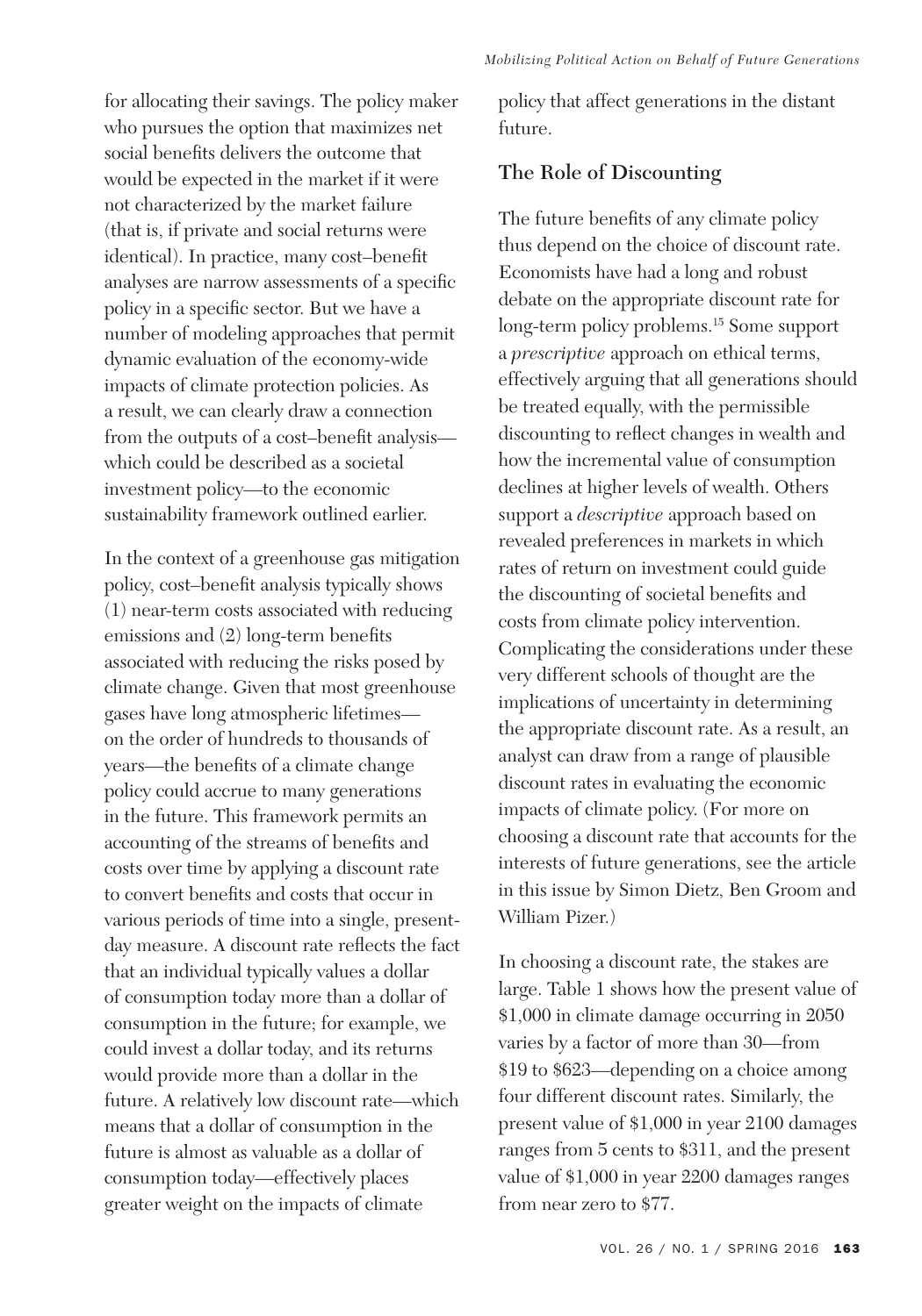for allocating their savings. The policy maker who pursues the option that maximizes net social benefits delivers the outcome that would be expected in the market if it were not characterized by the market failure (that is, if private and social returns were identical). In practice, many cost–benefit analyses are narrow assessments of a specific policy in a specific sector. But we have a number of modeling approaches that permit dynamic evaluation of the economy-wide impacts of climate protection policies. As a result, we can clearly draw a connection from the outputs of a cost–benefit analysis—which could be described as a societal investment policy—to the economic sustainability framework outlined earlier.

In the context of a greenhouse gas mitigation policy, cost–benefit analysis typically shows (1) near-term costs associated with reducing emissions and (2) long-term benefits associated with reducing the risks posed by climate change. Given that most greenhouse gases have long atmospheric lifetimes—on the order of hundreds to thousands of years—the benefits of a climate change policy could accrue to many generations in the future. This framework permits an accounting of the streams of benefits and costs over time by applying a discount rate to convert benefits and costs that occur in various periods of time into a single, present-day measure. A discount rate reflects the fact that an individual typically values a dollar of consumption today more than a dollar of consumption in the future; for example, we could invest a dollar today, and its returns would provide more than a dollar in the future. A relatively low discount rate—which means that a dollar of consumption in the future is almost as valuable as a dollar of consumption today—effectively places greater weight on the impacts of climate policy that affect generations in the distant future.

## The Role of Discounting

The future benefits of any climate policy thus depend on the choice of discount rate. Economists have had a long and robust debate on the appropriate discount rate for long-term policy problems.[15] Some support a *prescriptive* approach on ethical terms, effectively arguing that all generations should be treated equally, with the permissible discounting to reflect changes in wealth and how the incremental value of consumption declines at higher levels of wealth. Others support a *descriptive* approach based on revealed preferences in markets in which rates of return on investment could guide the discounting of societal benefits and costs from climate policy intervention. Complicating the considerations under these very different schools of thought are the implications of uncertainty in determining the appropriate discount rate. As a result, an analyst can draw from a range of plausible discount rates in evaluating the economic impacts of climate policy. (For more on choosing a discount rate that accounts for the interests of future generations, see the article in this issue by Simon Dietz, Ben Groom and William Pizer.)

In choosing a discount rate, the stakes are large. Table 1 shows how the present value of \$1,000 in climate damage occurring in 2050 varies by a factor of more than 30—from \$19 to \$623—depending on a choice among four different discount rates. Similarly, the present value of \$1,000 in year 2100 damages ranges from 5 cents to \$311, and the present value of \$1,000 in year 2200 damages ranges from near zero to \$77.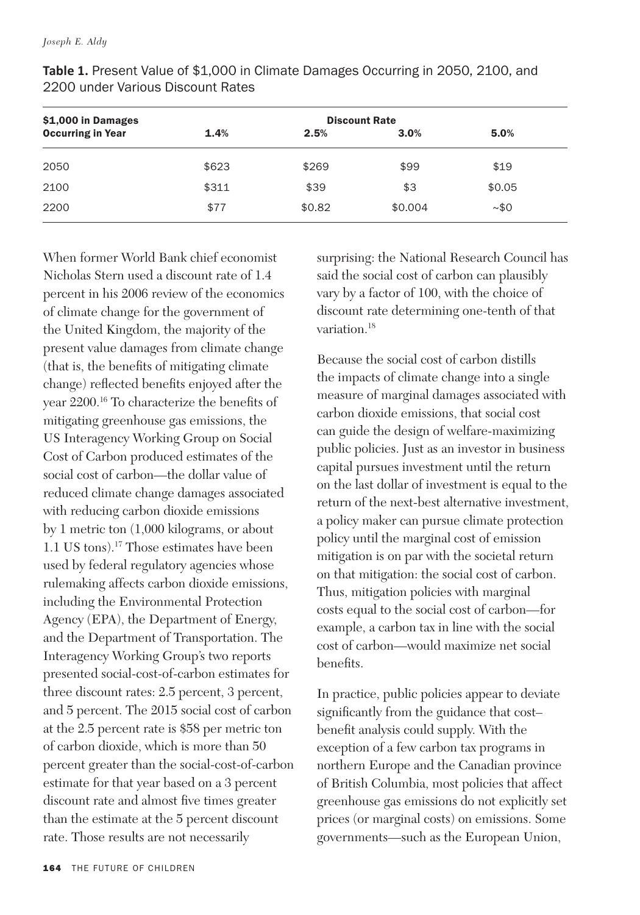**Table 1.** Present Value of $1,000 in Climate Damages Occurring in 2050, 2100, and 2200 under Various Discount Rates

| $1,000 in Damages Occurring in Year | Discount Rate 1.4% | 2.5% | 3.0% | 5.0% |
|---|---|---|---|---|
| 2050 | $623 | $269 | $99 | $19 |
| 2100 | $311 | $39 | $3 | $0.05 |
| 2200 | $77 | $0.82 | $0.004 | ~$0 |

When former World Bank chief economist Nicholas Stern used a discount rate of 1.4 percent in his 2006 review of the economics of climate change for the government of the United Kingdom, the majority of the present value damages from climate change (that is, the benefits of mitigating climate change) reflected benefits enjoyed after the year 2200.[16] To characterize the benefits of mitigating greenhouse gas emissions, the US Interagency Working Group on Social Cost of Carbon produced estimates of the social cost of carbon—the dollar value of reduced climate change damages associated with reducing carbon dioxide emissions by 1 metric ton (1,000 kilograms, or about 1.1 US tons).[17] Those estimates have been used by federal regulatory agencies whose rulemaking affects carbon dioxide emissions, including the Environmental Protection Agency (EPA), the Department of Energy, and the Department of Transportation. The Interagency Working Group's two reports presented social-cost-of-carbon estimates for three discount rates: 2.5 percent, 3 percent, and 5 percent. The 2015 social cost of carbon at the 2.5 percent rate is $58 per metric ton of carbon dioxide, which is more than 50 percent greater than the social-cost-of-carbon estimate for that year based on a 3 percent discount rate and almost five times greater than the estimate at the 5 percent discount rate. Those results are not necessarily surprising: the National Research Council has said the social cost of carbon can plausibly vary by a factor of 100, with the choice of discount rate determining one-tenth of that variation.[18]

Because the social cost of carbon distills the impacts of climate change into a single measure of marginal damages associated with carbon dioxide emissions, that social cost can guide the design of welfare-maximizing public policies. Just as an investor in business capital pursues investment until the return on the last dollar of investment is equal to the return of the next-best alternative investment, a policy maker can pursue climate protection policy until the marginal cost of emission mitigation is on par with the societal return on that mitigation: the social cost of carbon. Thus, mitigation policies with marginal costs equal to the social cost of carbon—for example, a carbon tax in line with the social cost of carbon—would maximize net social benefits.

In practice, public policies appear to deviate significantly from the guidance that cost–benefit analysis could supply. With the exception of a few carbon tax programs in northern Europe and the Canadian province of British Columbia, most policies that affect greenhouse gas emissions do not explicitly set prices (or marginal costs) on emissions. Some governments—such as the European Union,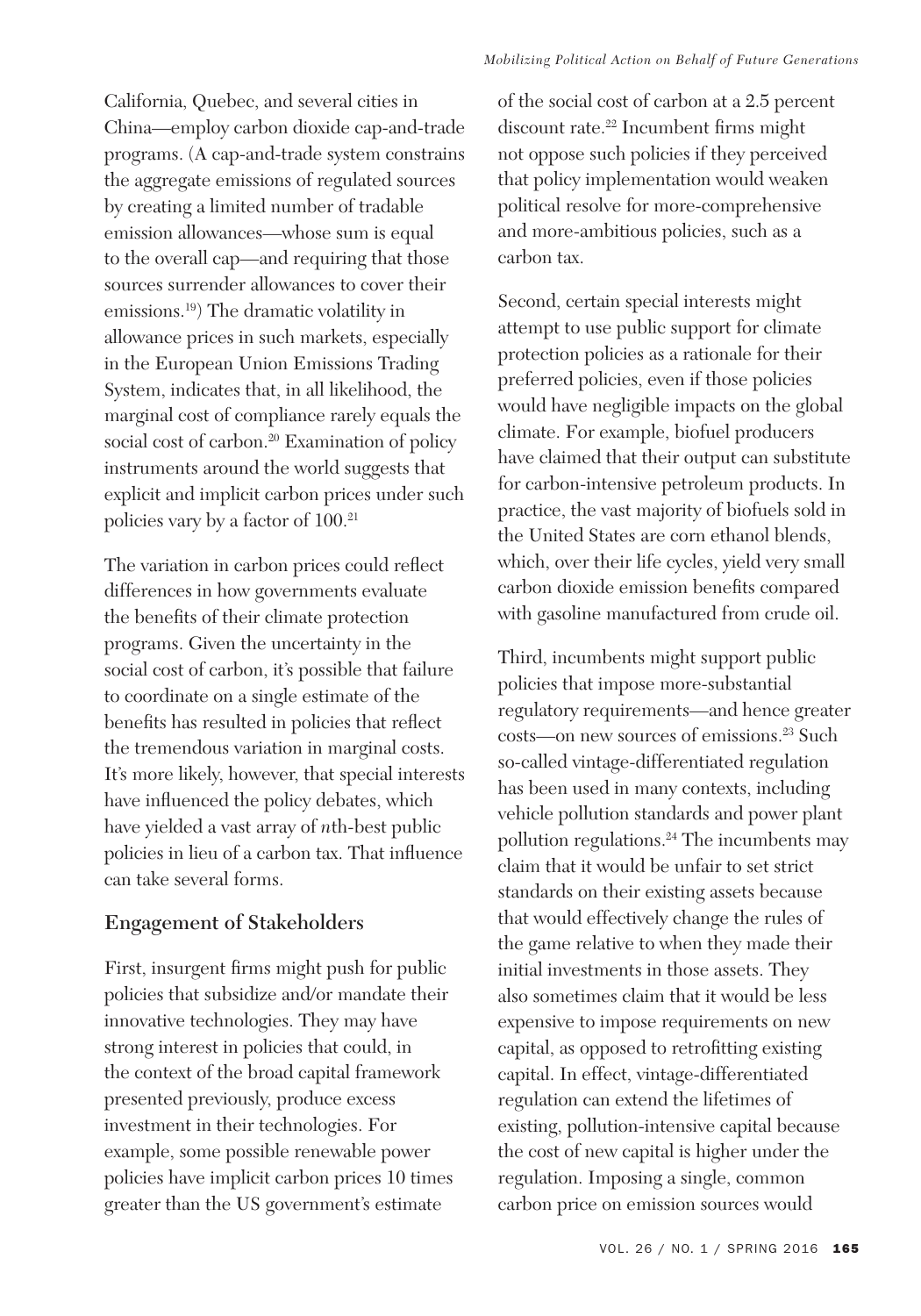California, Quebec, and several cities in China—employ carbon dioxide cap-and-trade programs. (A cap-and-trade system constrains the aggregate emissions of regulated sources by creating a limited number of tradable emission allowances—whose sum is equal to the overall cap—and requiring that those sources surrender allowances to cover their emissions.[19]) The dramatic volatility in allowance prices in such markets, especially in the European Union Emissions Trading System, indicates that, in all likelihood, the marginal cost of compliance rarely equals the social cost of carbon.[20] Examination of policy instruments around the world suggests that explicit and implicit carbon prices under such policies vary by a factor of 100.[21]

The variation in carbon prices could reflect differences in how governments evaluate the benefits of their climate protection programs. Given the uncertainty in the social cost of carbon, it's possible that failure to coordinate on a single estimate of the benefits has resulted in policies that reflect the tremendous variation in marginal costs. It's more likely, however, that special interests have influenced the policy debates, which have yielded a vast array of *n*th-best public policies in lieu of a carbon tax. That influence can take several forms.

## Engagement of Stakeholders

First, insurgent firms might push for public policies that subsidize and/or mandate their innovative technologies. They may have strong interest in policies that could, in the context of the broad capital framework presented previously, produce excess investment in their technologies. For example, some possible renewable power policies have implicit carbon prices 10 times greater than the US government's estimate of the social cost of carbon at a 2.5 percent discount rate.[22] Incumbent firms might not oppose such policies if they perceived that policy implementation would weaken political resolve for more-comprehensive and more-ambitious policies, such as a carbon tax.

Second, certain special interests might attempt to use public support for climate protection policies as a rationale for their preferred policies, even if those policies would have negligible impacts on the global climate. For example, biofuel producers have claimed that their output can substitute for carbon-intensive petroleum products. In practice, the vast majority of biofuels sold in the United States are corn ethanol blends, which, over their life cycles, yield very small carbon dioxide emission benefits compared with gasoline manufactured from crude oil.

Third, incumbents might support public policies that impose more-substantial regulatory requirements—and hence greater costs—on new sources of emissions.[23] Such so-called vintage-differentiated regulation has been used in many contexts, including vehicle pollution standards and power plant pollution regulations.[24] The incumbents may claim that it would be unfair to set strict standards on their existing assets because that would effectively change the rules of the game relative to when they made their initial investments in those assets. They also sometimes claim that it would be less expensive to impose requirements on new capital, as opposed to retrofitting existing capital. In effect, vintage-differentiated regulation can extend the lifetimes of existing, pollution-intensive capital because the cost of new capital is higher under the regulation. Imposing a single, common carbon price on emission sources would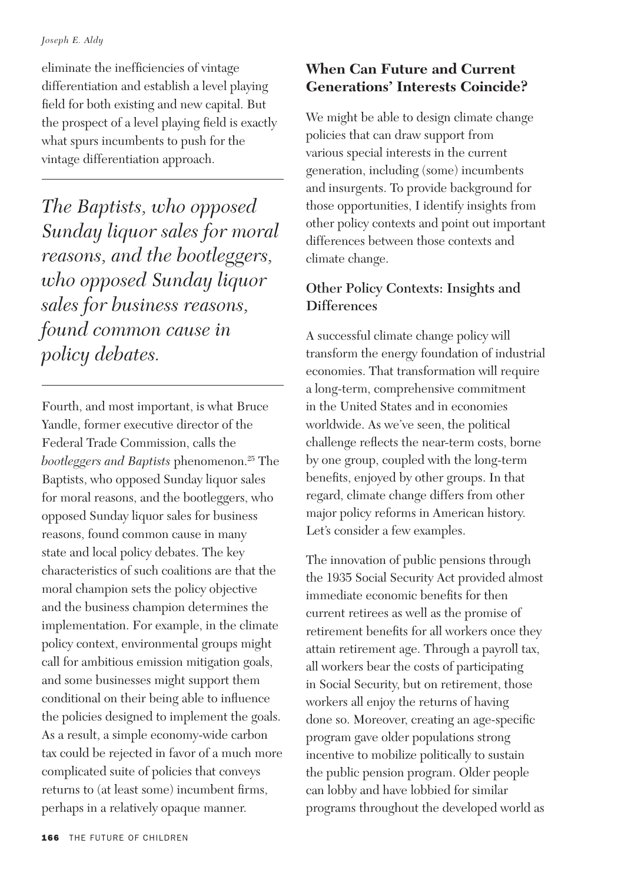eliminate the inefficiencies of vintage differentiation and establish a level playing field for both existing and new capital. But the prospect of a level playing field is exactly what spurs incumbents to push for the vintage differentiation approach.

> *The Baptists, who opposed Sunday liquor sales for moral reasons, and the bootleggers, who opposed Sunday liquor sales for business reasons, found common cause in policy debates.*

Fourth, and most important, is what Bruce Yandle, former executive director of the Federal Trade Commission, calls the *bootleggers and Baptists* phenomenon.[25] The Baptists, who opposed Sunday liquor sales for moral reasons, and the bootleggers, who opposed Sunday liquor sales for business reasons, found common cause in many state and local policy debates. The key characteristics of such coalitions are that the moral champion sets the policy objective and the business champion determines the implementation. For example, in the climate policy context, environmental groups might call for ambitious emission mitigation goals, and some businesses might support them conditional on their being able to influence the policies designed to implement the goals. As a result, a simple economy-wide carbon tax could be rejected in favor of a much more complicated suite of policies that conveys returns to (at least some) incumbent firms, perhaps in a relatively opaque manner.

## When Can Future and Current Generations' Interests Coincide?

We might be able to design climate change policies that can draw support from various special interests in the current generation, including (some) incumbents and insurgents. To provide background for those opportunities, I identify insights from other policy contexts and point out important differences between those contexts and climate change.

### Other Policy Contexts: Insights and Differences

A successful climate change policy will transform the energy foundation of industrial economies. That transformation will require a long-term, comprehensive commitment in the United States and in economies worldwide. As we've seen, the political challenge reflects the near-term costs, borne by one group, coupled with the long-term benefits, enjoyed by other groups. In that regard, climate change differs from other major policy reforms in American history. Let's consider a few examples.

The innovation of public pensions through the 1935 Social Security Act provided almost immediate economic benefits for then current retirees as well as the promise of retirement benefits for all workers once they attain retirement age. Through a payroll tax, all workers bear the costs of participating in Social Security, but on retirement, those workers all enjoy the returns of having done so. Moreover, creating an age-specific program gave older populations strong incentive to mobilize politically to sustain the public pension program. Older people can lobby and have lobbied for similar programs throughout the developed world as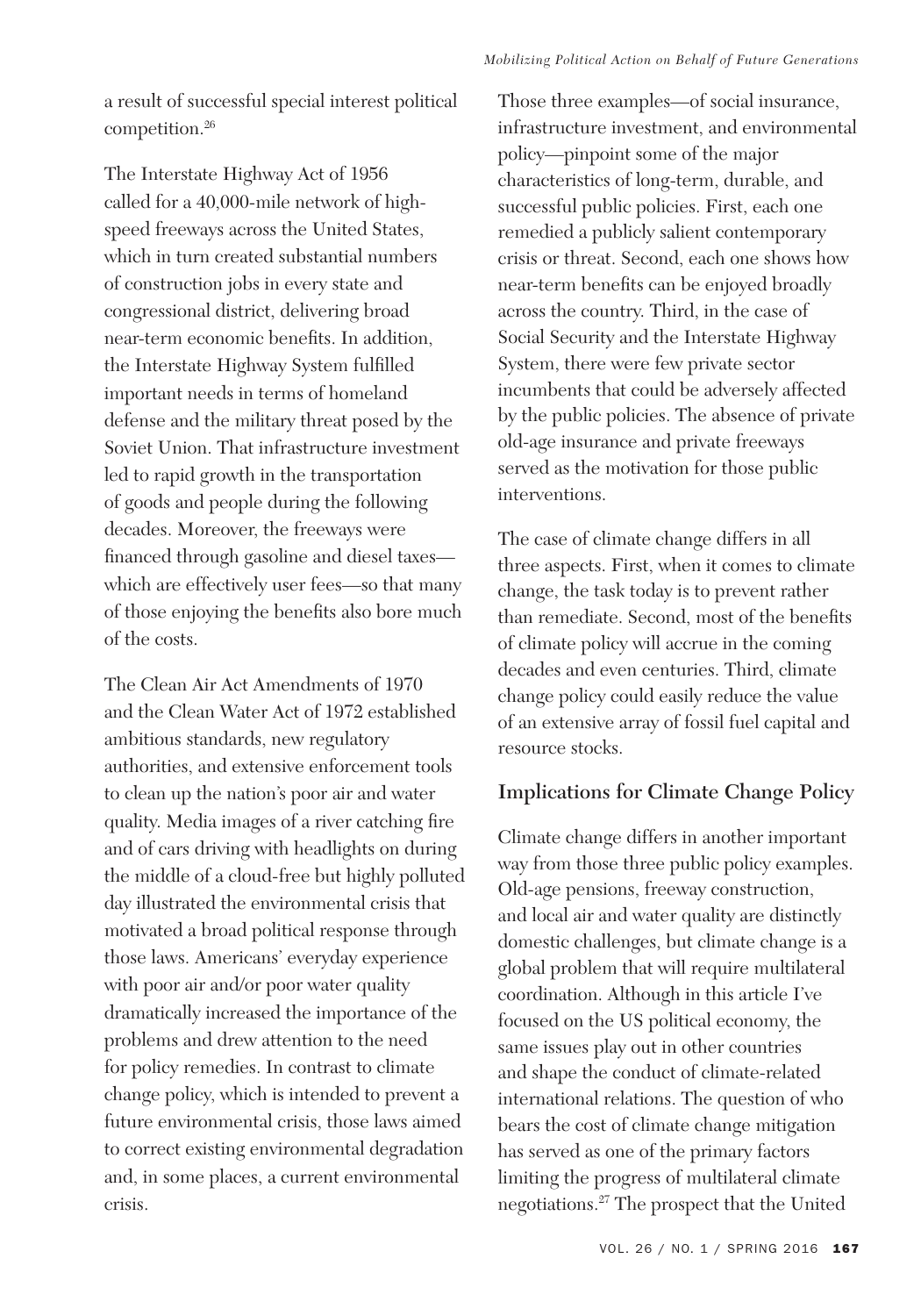a result of successful special interest political competition.[26]

The Interstate Highway Act of 1956 called for a 40,000-mile network of high-speed freeways across the United States, which in turn created substantial numbers of construction jobs in every state and congressional district, delivering broad near-term economic benefits. In addition, the Interstate Highway System fulfilled important needs in terms of homeland defense and the military threat posed by the Soviet Union. That infrastructure investment led to rapid growth in the transportation of goods and people during the following decades. Moreover, the freeways were financed through gasoline and diesel taxes—which are effectively user fees—so that many of those enjoying the benefits also bore much of the costs.

The Clean Air Act Amendments of 1970 and the Clean Water Act of 1972 established ambitious standards, new regulatory authorities, and extensive enforcement tools to clean up the nation's poor air and water quality. Media images of a river catching fire and of cars driving with headlights on during the middle of a cloud-free but highly polluted day illustrated the environmental crisis that motivated a broad political response through those laws. Americans' everyday experience with poor air and/or poor water quality dramatically increased the importance of the problems and drew attention to the need for policy remedies. In contrast to climate change policy, which is intended to prevent a future environmental crisis, those laws aimed to correct existing environmental degradation and, in some places, a current environmental crisis.

Those three examples—of social insurance, infrastructure investment, and environmental policy—pinpoint some of the major characteristics of long-term, durable, and successful public policies. First, each one remedied a publicly salient contemporary crisis or threat. Second, each one shows how near-term benefits can be enjoyed broadly across the country. Third, in the case of Social Security and the Interstate Highway System, there were few private sector incumbents that could be adversely affected by the public policies. The absence of private old-age insurance and private freeways served as the motivation for those public interventions.

The case of climate change differs in all three aspects. First, when it comes to climate change, the task today is to prevent rather than remediate. Second, most of the benefits of climate policy will accrue in the coming decades and even centuries. Third, climate change policy could easily reduce the value of an extensive array of fossil fuel capital and resource stocks.

## Implications for Climate Change Policy

Climate change differs in another important way from those three public policy examples. Old-age pensions, freeway construction, and local air and water quality are distinctly domestic challenges, but climate change is a global problem that will require multilateral coordination. Although in this article I've focused on the US political economy, the same issues play out in other countries and shape the conduct of climate-related international relations. The question of who bears the cost of climate change mitigation has served as one of the primary factors limiting the progress of multilateral climate negotiations.[27] The prospect that the United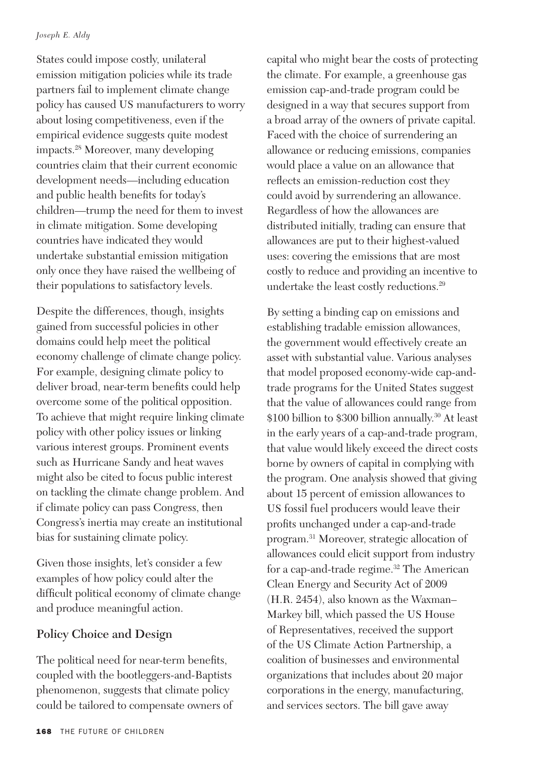States could impose costly, unilateral emission mitigation policies while its trade partners fail to implement climate change policy has caused US manufacturers to worry about losing competitiveness, even if the empirical evidence suggests quite modest impacts.[28] Moreover, many developing countries claim that their current economic development needs—including education and public health benefits for today's children—trump the need for them to invest in climate mitigation. Some developing countries have indicated they would undertake substantial emission mitigation only once they have raised the wellbeing of their populations to satisfactory levels.

Despite the differences, though, insights gained from successful policies in other domains could help meet the political economy challenge of climate change policy. For example, designing climate policy to deliver broad, near-term benefits could help overcome some of the political opposition. To achieve that might require linking climate policy with other policy issues or linking various interest groups. Prominent events such as Hurricane Sandy and heat waves might also be cited to focus public interest on tackling the climate change problem. And if climate policy can pass Congress, then Congress's inertia may create an institutional bias for sustaining climate policy.

Given those insights, let's consider a few examples of how policy could alter the difficult political economy of climate change and produce meaningful action.

## Policy Choice and Design

The political need for near-term benefits, coupled with the bootleggers-and-Baptists phenomenon, suggests that climate policy could be tailored to compensate owners of capital who might bear the costs of protecting the climate. For example, a greenhouse gas emission cap-and-trade program could be designed in a way that secures support from a broad array of the owners of private capital. Faced with the choice of surrendering an allowance or reducing emissions, companies would place a value on an allowance that reflects an emission-reduction cost they could avoid by surrendering an allowance. Regardless of how the allowances are distributed initially, trading can ensure that allowances are put to their highest-valued uses: covering the emissions that are most costly to reduce and providing an incentive to undertake the least costly reductions.[29]

By setting a binding cap on emissions and establishing tradable emission allowances, the government would effectively create an asset with substantial value. Various analyses that model proposed economy-wide cap-and-trade programs for the United States suggest that the value of allowances could range from \$100 billion to \$300 billion annually.[30] At least in the early years of a cap-and-trade program, that value would likely exceed the direct costs borne by owners of capital in complying with the program. One analysis showed that giving about 15 percent of emission allowances to US fossil fuel producers would leave their profits unchanged under a cap-and-trade program.[31] Moreover, strategic allocation of allowances could elicit support from industry for a cap-and-trade regime.[32] The American Clean Energy and Security Act of 2009 (H.R. 2454), also known as the Waxman–Markey bill, which passed the US House of Representatives, received the support of the US Climate Action Partnership, a coalition of businesses and environmental organizations that includes about 20 major corporations in the energy, manufacturing, and services sectors. The bill gave away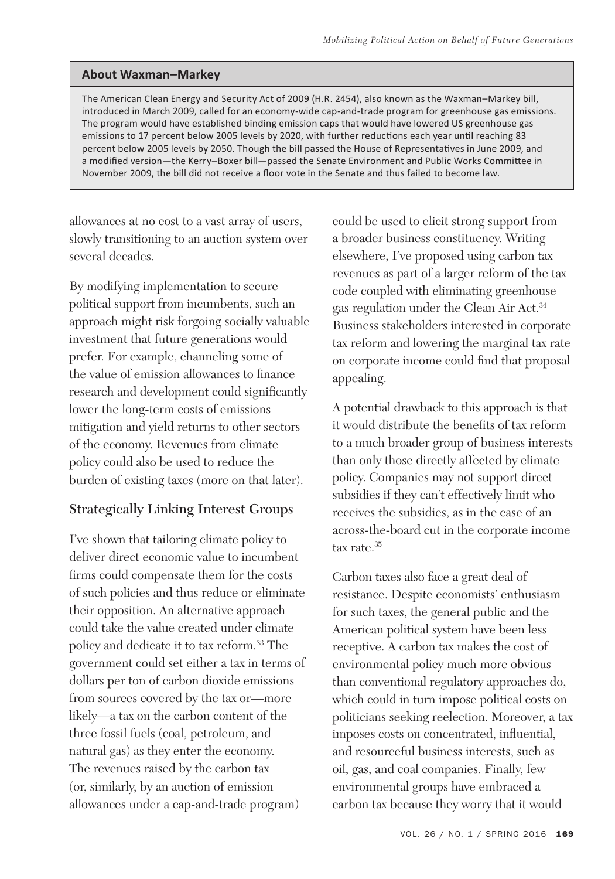## About Waxman–Markey

The American Clean Energy and Security Act of 2009 (H.R. 2454), also known as the Waxman–Markey bill, introduced in March 2009, called for an economy-wide cap-and-trade program for greenhouse gas emissions. The program would have established binding emission caps that would have lowered US greenhouse gas emissions to 17 percent below 2005 levels by 2020, with further reductions each year until reaching 83 percent below 2005 levels by 2050. Though the bill passed the House of Representatives in June 2009, and a modified version—the Kerry–Boxer bill—passed the Senate Environment and Public Works Committee in November 2009, the bill did not receive a floor vote in the Senate and thus failed to become law.

allowances at no cost to a vast array of users, slowly transitioning to an auction system over several decades.

By modifying implementation to secure political support from incumbents, such an approach might risk forgoing socially valuable investment that future generations would prefer. For example, channeling some of the value of emission allowances to finance research and development could significantly lower the long-term costs of emissions mitigation and yield returns to other sectors of the economy. Revenues from climate policy could also be used to reduce the burden of existing taxes (more on that later).

### Strategically Linking Interest Groups

I've shown that tailoring climate policy to deliver direct economic value to incumbent firms could compensate them for the costs of such policies and thus reduce or eliminate their opposition. An alternative approach could take the value created under climate policy and dedicate it to tax reform.[33] The government could set either a tax in terms of dollars per ton of carbon dioxide emissions from sources covered by the tax or—more likely—a tax on the carbon content of the three fossil fuels (coal, petroleum, and natural gas) as they enter the economy. The revenues raised by the carbon tax (or, similarly, by an auction of emission allowances under a cap-and-trade program) could be used to elicit strong support from a broader business constituency. Writing elsewhere, I've proposed using carbon tax revenues as part of a larger reform of the tax code coupled with eliminating greenhouse gas regulation under the Clean Air Act.[34] Business stakeholders interested in corporate tax reform and lowering the marginal tax rate on corporate income could find that proposal appealing.

A potential drawback to this approach is that it would distribute the benefits of tax reform to a much broader group of business interests than only those directly affected by climate policy. Companies may not support direct subsidies if they can't effectively limit who receives the subsidies, as in the case of an across-the-board cut in the corporate income tax rate.[35]

Carbon taxes also face a great deal of resistance. Despite economists' enthusiasm for such taxes, the general public and the American political system have been less receptive. A carbon tax makes the cost of environmental policy much more obvious than conventional regulatory approaches do, which could in turn impose political costs on politicians seeking reelection. Moreover, a tax imposes costs on concentrated, influential, and resourceful business interests, such as oil, gas, and coal companies. Finally, few environmental groups have embraced a carbon tax because they worry that it would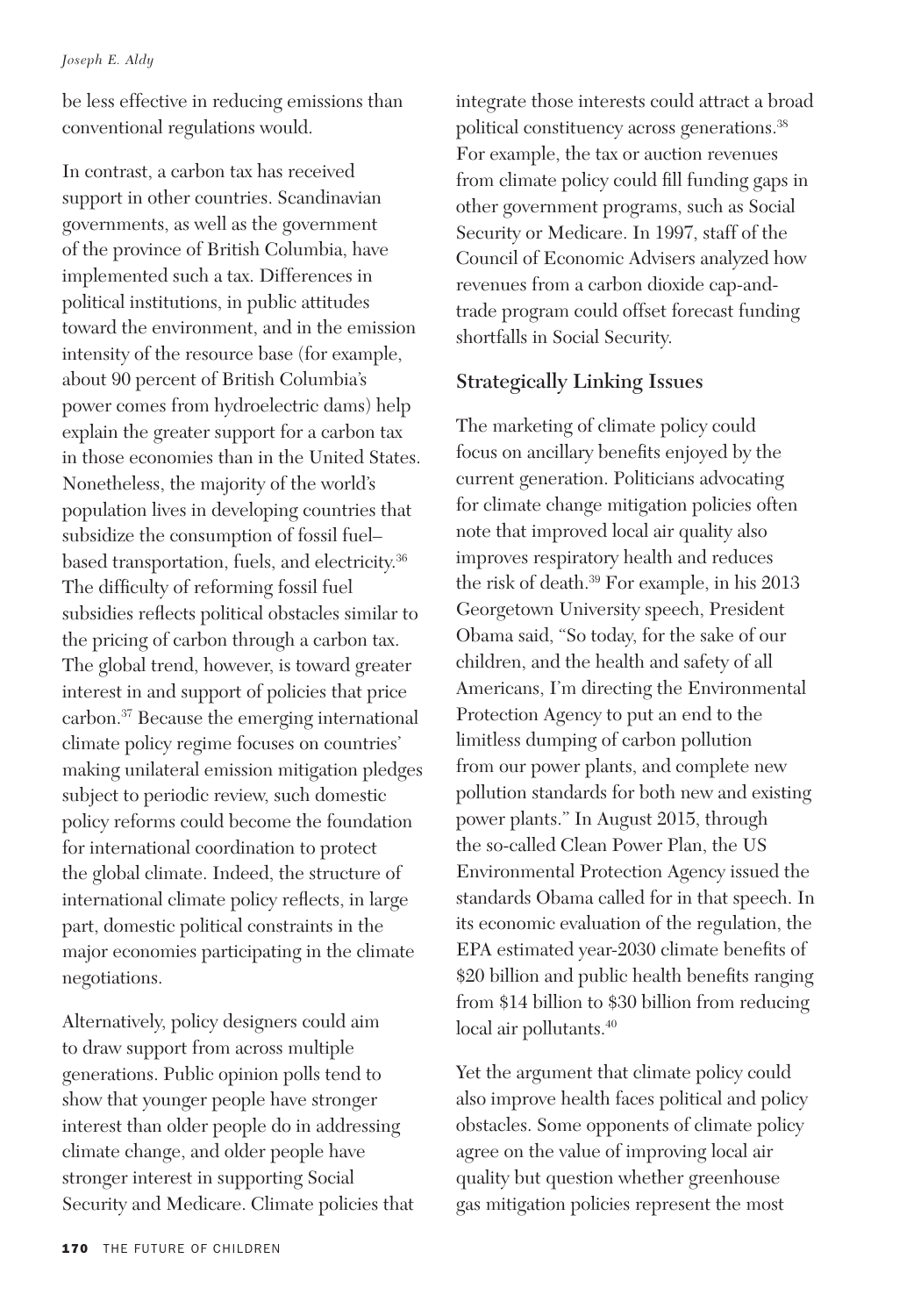be less effective in reducing emissions than conventional regulations would.

In contrast, a carbon tax has received support in other countries. Scandinavian governments, as well as the government of the province of British Columbia, have implemented such a tax. Differences in political institutions, in public attitudes toward the environment, and in the emission intensity of the resource base (for example, about 90 percent of British Columbia's power comes from hydroelectric dams) help explain the greater support for a carbon tax in those economies than in the United States. Nonetheless, the majority of the world's population lives in developing countries that subsidize the consumption of fossil fuel–based transportation, fuels, and electricity.[36] The difficulty of reforming fossil fuel subsidies reflects political obstacles similar to the pricing of carbon through a carbon tax. The global trend, however, is toward greater interest in and support of policies that price carbon.[37] Because the emerging international climate policy regime focuses on countries' making unilateral emission mitigation pledges subject to periodic review, such domestic policy reforms could become the foundation for international coordination to protect the global climate. Indeed, the structure of international climate policy reflects, in large part, domestic political constraints in the major economies participating in the climate negotiations.

Alternatively, policy designers could aim to draw support from across multiple generations. Public opinion polls tend to show that younger people have stronger interest than older people do in addressing climate change, and older people have stronger interest in supporting Social Security and Medicare. Climate policies that integrate those interests could attract a broad political constituency across generations.[38] For example, the tax or auction revenues from climate policy could fill funding gaps in other government programs, such as Social Security or Medicare. In 1997, staff of the Council of Economic Advisers analyzed how revenues from a carbon dioxide cap-and-trade program could offset forecast funding shortfalls in Social Security.

### Strategically Linking Issues

The marketing of climate policy could focus on ancillary benefits enjoyed by the current generation. Politicians advocating for climate change mitigation policies often note that improved local air quality also improves respiratory health and reduces the risk of death.[39] For example, in his 2013 Georgetown University speech, President Obama said, "So today, for the sake of our children, and the health and safety of all Americans, I'm directing the Environmental Protection Agency to put an end to the limitless dumping of carbon pollution from our power plants, and complete new pollution standards for both new and existing power plants." In August 2015, through the so-called Clean Power Plan, the US Environmental Protection Agency issued the standards Obama called for in that speech. In its economic evaluation of the regulation, the EPA estimated year-2030 climate benefits of $20 billion and public health benefits ranging from $14 billion to $30 billion from reducing local air pollutants.[40]

Yet the argument that climate policy could also improve health faces political and policy obstacles. Some opponents of climate policy agree on the value of improving local air quality but question whether greenhouse gas mitigation policies represent the most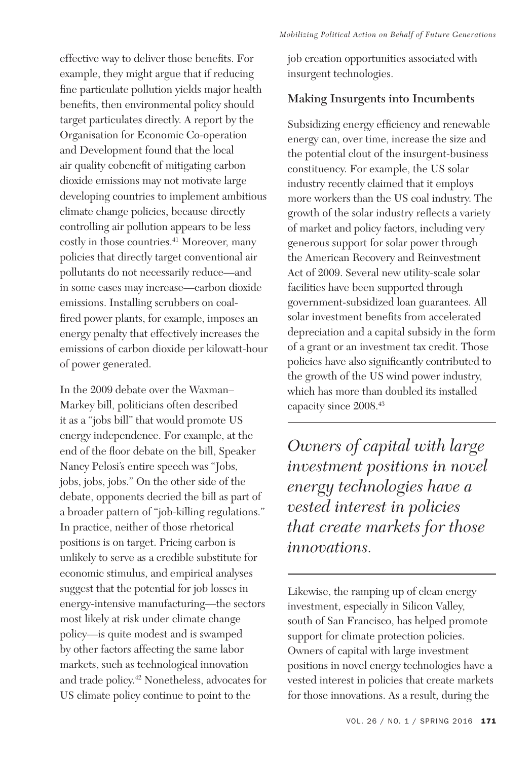effective way to deliver those benefits. For example, they might argue that if reducing fine particulate pollution yields major health benefits, then environmental policy should target particulates directly. A report by the Organisation for Economic Co-operation and Development found that the local air quality cobenefit of mitigating carbon dioxide emissions may not motivate large developing countries to implement ambitious climate change policies, because directly controlling air pollution appears to be less costly in those countries.[41] Moreover, many policies that directly target conventional air pollutants do not necessarily reduce—and in some cases may increase—carbon dioxide emissions. Installing scrubbers on coal-fired power plants, for example, imposes an energy penalty that effectively increases the emissions of carbon dioxide per kilowatt-hour of power generated.

In the 2009 debate over the Waxman–Markey bill, politicians often described it as a "jobs bill" that would promote US energy independence. For example, at the end of the floor debate on the bill, Speaker Nancy Pelosi's entire speech was "Jobs, jobs, jobs, jobs." On the other side of the debate, opponents decried the bill as part of a broader pattern of "job-killing regulations." In practice, neither of those rhetorical positions is on target. Pricing carbon is unlikely to serve as a credible substitute for economic stimulus, and empirical analyses suggest that the potential for job losses in energy-intensive manufacturing—the sectors most likely at risk under climate change policy—is quite modest and is swamped by other factors affecting the same labor markets, such as technological innovation and trade policy.[42] Nonetheless, advocates for US climate policy continue to point to the job creation opportunities associated with insurgent technologies.

### Making Insurgents into Incumbents

Subsidizing energy efficiency and renewable energy can, over time, increase the size and the potential clout of the insurgent-business constituency. For example, the US solar industry recently claimed that it employs more workers than the US coal industry. The growth of the solar industry reflects a variety of market and policy factors, including very generous support for solar power through the American Recovery and Reinvestment Act of 2009. Several new utility-scale solar facilities have been supported through government-subsidized loan guarantees. All solar investment benefits from accelerated depreciation and a capital subsidy in the form of a grant or an investment tax credit. Those policies have also significantly contributed to the growth of the US wind power industry, which has more than doubled its installed capacity since 2008.[43]

*Owners of capital with large investment positions in novel energy technologies have a vested interest in policies that create markets for those innovations.*

Likewise, the ramping up of clean energy investment, especially in Silicon Valley, south of San Francisco, has helped promote support for climate protection policies. Owners of capital with large investment positions in novel energy technologies have a vested interest in policies that create markets for those innovations. As a result, during the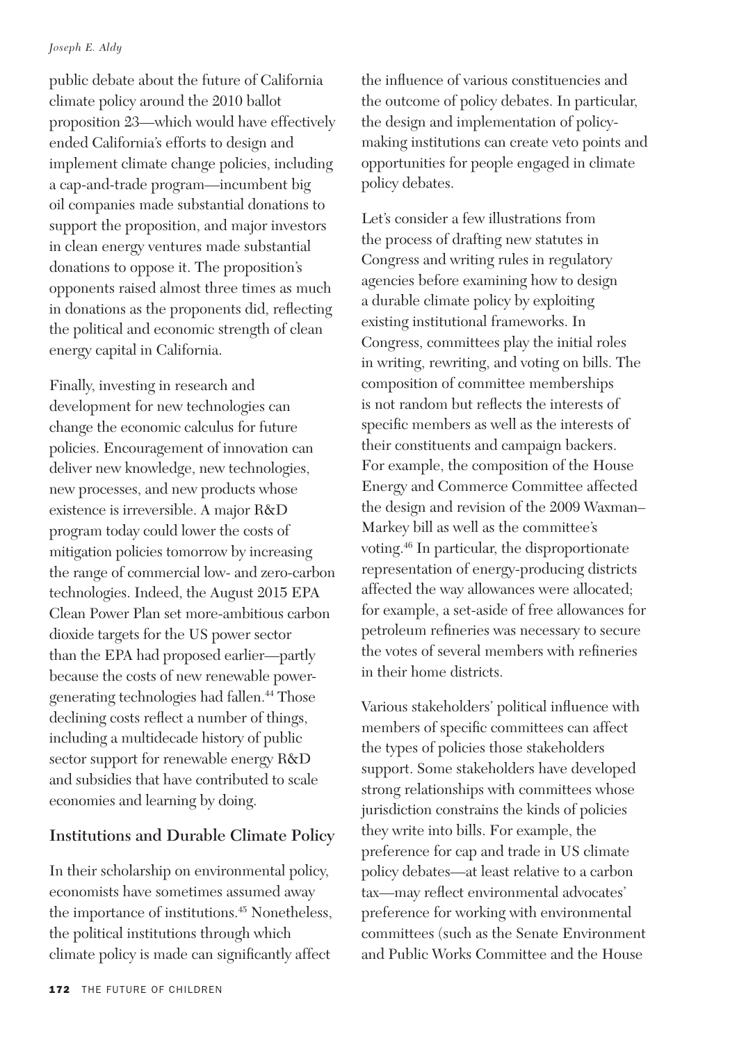public debate about the future of California climate policy around the 2010 ballot proposition 23—which would have effectively ended California's efforts to design and implement climate change policies, including a cap-and-trade program—incumbent big oil companies made substantial donations to support the proposition, and major investors in clean energy ventures made substantial donations to oppose it. The proposition's opponents raised almost three times as much in donations as the proponents did, reflecting the political and economic strength of clean energy capital in California.

Finally, investing in research and development for new technologies can change the economic calculus for future policies. Encouragement of innovation can deliver new knowledge, new technologies, new processes, and new products whose existence is irreversible. A major R&D program today could lower the costs of mitigation policies tomorrow by increasing the range of commercial low- and zero-carbon technologies. Indeed, the August 2015 EPA Clean Power Plan set more-ambitious carbon dioxide targets for the US power sector than the EPA had proposed earlier—partly because the costs of new renewable power-generating technologies had fallen.[44] Those declining costs reflect a number of things, including a multidecade history of public sector support for renewable energy R&D and subsidies that have contributed to scale economies and learning by doing.

## Institutions and Durable Climate Policy

In their scholarship on environmental policy, economists have sometimes assumed away the importance of institutions.[45] Nonetheless, the political institutions through which climate policy is made can significantly affect the influence of various constituencies and the outcome of policy debates. In particular, the design and implementation of policy-making institutions can create veto points and opportunities for people engaged in climate policy debates.

Let's consider a few illustrations from the process of drafting new statutes in Congress and writing rules in regulatory agencies before examining how to design a durable climate policy by exploiting existing institutional frameworks. In Congress, committees play the initial roles in writing, rewriting, and voting on bills. The composition of committee memberships is not random but reflects the interests of specific members as well as the interests of their constituents and campaign backers. For example, the composition of the House Energy and Commerce Committee affected the design and revision of the 2009 Waxman–Markey bill as well as the committee's voting.[46] In particular, the disproportionate representation of energy-producing districts affected the way allowances were allocated; for example, a set-aside of free allowances for petroleum refineries was necessary to secure the votes of several members with refineries in their home districts.

Various stakeholders' political influence with members of specific committees can affect the types of policies those stakeholders support. Some stakeholders have developed strong relationships with committees whose jurisdiction constrains the kinds of policies they write into bills. For example, the preference for cap and trade in US climate policy debates—at least relative to a carbon tax—may reflect environmental advocates' preference for working with environmental committees (such as the Senate Environment and Public Works Committee and the House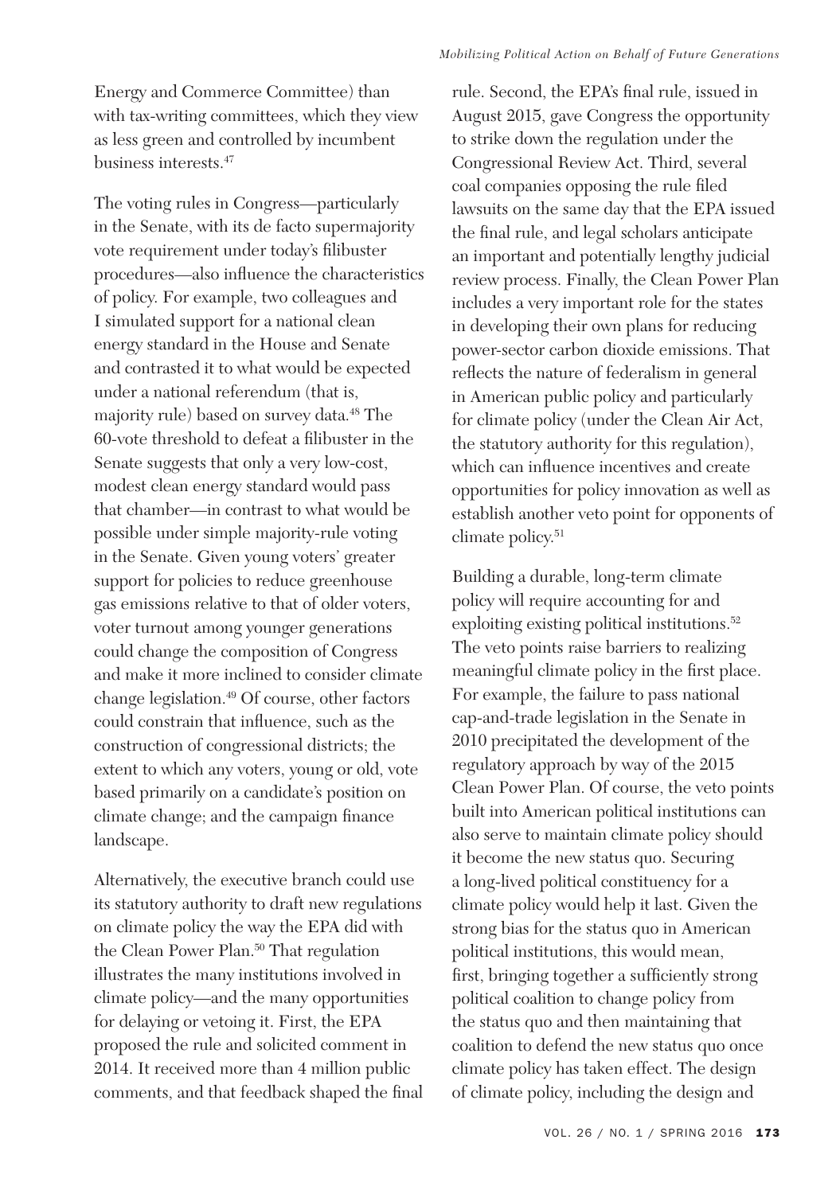Energy and Commerce Committee) than with tax-writing committees, which they view as less green and controlled by incumbent business interests.[47]

The voting rules in Congress—particularly in the Senate, with its de facto supermajority vote requirement under today's filibuster procedures—also influence the characteristics of policy. For example, two colleagues and I simulated support for a national clean energy standard in the House and Senate and contrasted it to what would be expected under a national referendum (that is, majority rule) based on survey data.[48] The 60-vote threshold to defeat a filibuster in the Senate suggests that only a very low-cost, modest clean energy standard would pass that chamber—in contrast to what would be possible under simple majority-rule voting in the Senate. Given young voters' greater support for policies to reduce greenhouse gas emissions relative to that of older voters, voter turnout among younger generations could change the composition of Congress and make it more inclined to consider climate change legislation.[49] Of course, other factors could constrain that influence, such as the construction of congressional districts; the extent to which any voters, young or old, vote based primarily on a candidate's position on climate change; and the campaign finance landscape.

Alternatively, the executive branch could use its statutory authority to draft new regulations on climate policy the way the EPA did with the Clean Power Plan.[50] That regulation illustrates the many institutions involved in climate policy—and the many opportunities for delaying or vetoing it. First, the EPA proposed the rule and solicited comment in 2014. It received more than 4 million public comments, and that feedback shaped the final rule. Second, the EPA's final rule, issued in August 2015, gave Congress the opportunity to strike down the regulation under the Congressional Review Act. Third, several coal companies opposing the rule filed lawsuits on the same day that the EPA issued the final rule, and legal scholars anticipate an important and potentially lengthy judicial review process. Finally, the Clean Power Plan includes a very important role for the states in developing their own plans for reducing power-sector carbon dioxide emissions. That reflects the nature of federalism in general in American public policy and particularly for climate policy (under the Clean Air Act, the statutory authority for this regulation), which can influence incentives and create opportunities for policy innovation as well as establish another veto point for opponents of climate policy.[51]

Building a durable, long-term climate policy will require accounting for and exploiting existing political institutions.[52] The veto points raise barriers to realizing meaningful climate policy in the first place. For example, the failure to pass national cap-and-trade legislation in the Senate in 2010 precipitated the development of the regulatory approach by way of the 2015 Clean Power Plan. Of course, the veto points built into American political institutions can also serve to maintain climate policy should it become the new status quo. Securing a long-lived political constituency for a climate policy would help it last. Given the strong bias for the status quo in American political institutions, this would mean, first, bringing together a sufficiently strong political coalition to change policy from the status quo and then maintaining that coalition to defend the new status quo once climate policy has taken effect. The design of climate policy, including the design and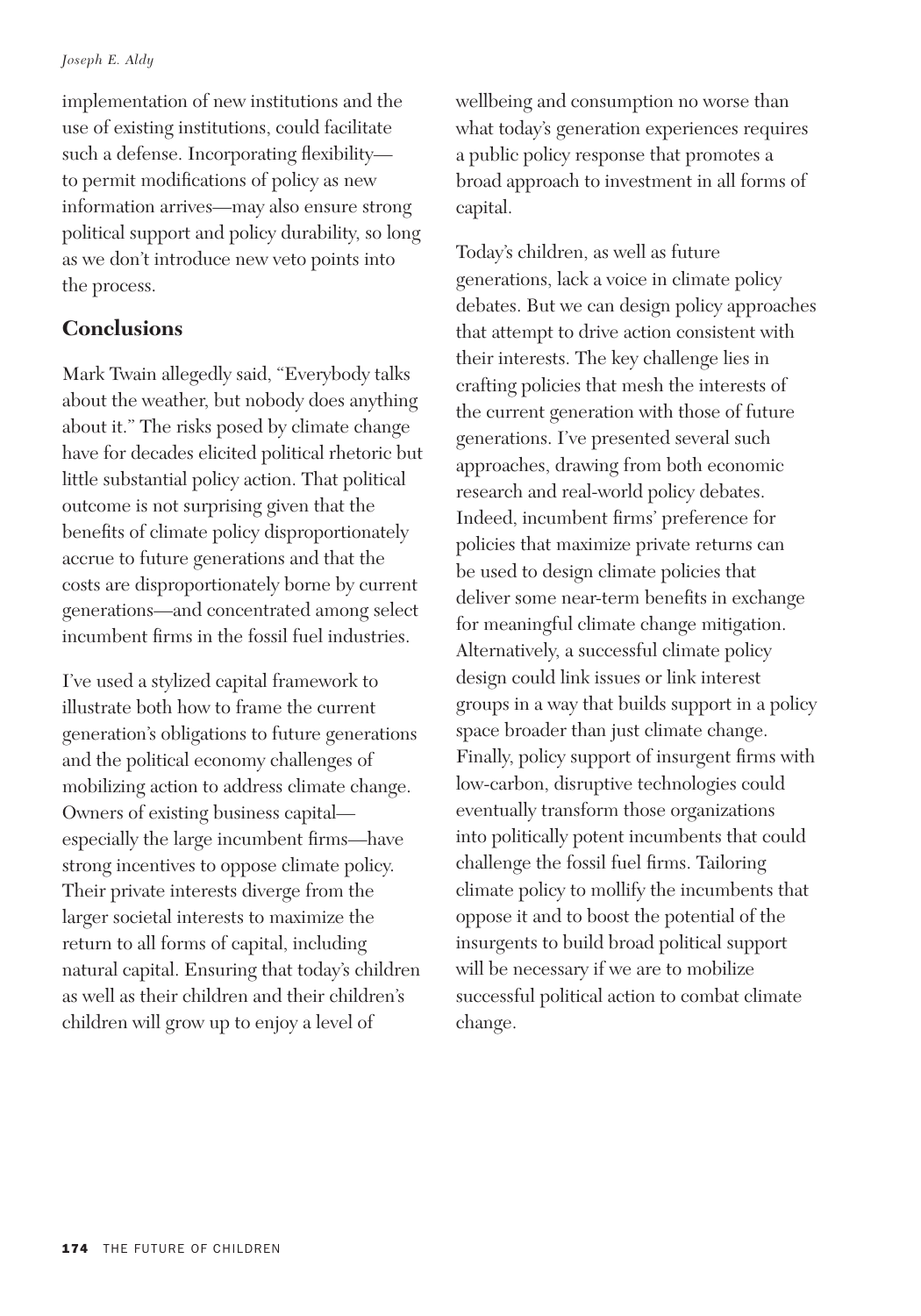implementation of new institutions and the use of existing institutions, could facilitate such a defense. Incorporating flexibility—to permit modifications of policy as new information arrives—may also ensure strong political support and policy durability, so long as we don't introduce new veto points into the process.

## Conclusions

Mark Twain allegedly said, "Everybody talks about the weather, but nobody does anything about it." The risks posed by climate change have for decades elicited political rhetoric but little substantial policy action. That political outcome is not surprising given that the benefits of climate policy disproportionately accrue to future generations and that the costs are disproportionately borne by current generations—and concentrated among select incumbent firms in the fossil fuel industries.

I've used a stylized capital framework to illustrate both how to frame the current generation's obligations to future generations and the political economy challenges of mobilizing action to address climate change. Owners of existing business capital—especially the large incumbent firms—have strong incentives to oppose climate policy. Their private interests diverge from the larger societal interests to maximize the return to all forms of capital, including natural capital. Ensuring that today's children as well as their children and their children's children will grow up to enjoy a level of wellbeing and consumption no worse than what today's generation experiences requires a public policy response that promotes a broad approach to investment in all forms of capital.

Today's children, as well as future generations, lack a voice in climate policy debates. But we can design policy approaches that attempt to drive action consistent with their interests. The key challenge lies in crafting policies that mesh the interests of the current generation with those of future generations. I've presented several such approaches, drawing from both economic research and real-world policy debates. Indeed, incumbent firms' preference for policies that maximize private returns can be used to design climate policies that deliver some near-term benefits in exchange for meaningful climate change mitigation. Alternatively, a successful climate policy design could link issues or link interest groups in a way that builds support in a policy space broader than just climate change. Finally, policy support of insurgent firms with low-carbon, disruptive technologies could eventually transform those organizations into politically potent incumbents that could challenge the fossil fuel firms. Tailoring climate policy to mollify the incumbents that oppose it and to boost the potential of the insurgents to build broad political support will be necessary if we are to mobilize successful political action to combat climate change.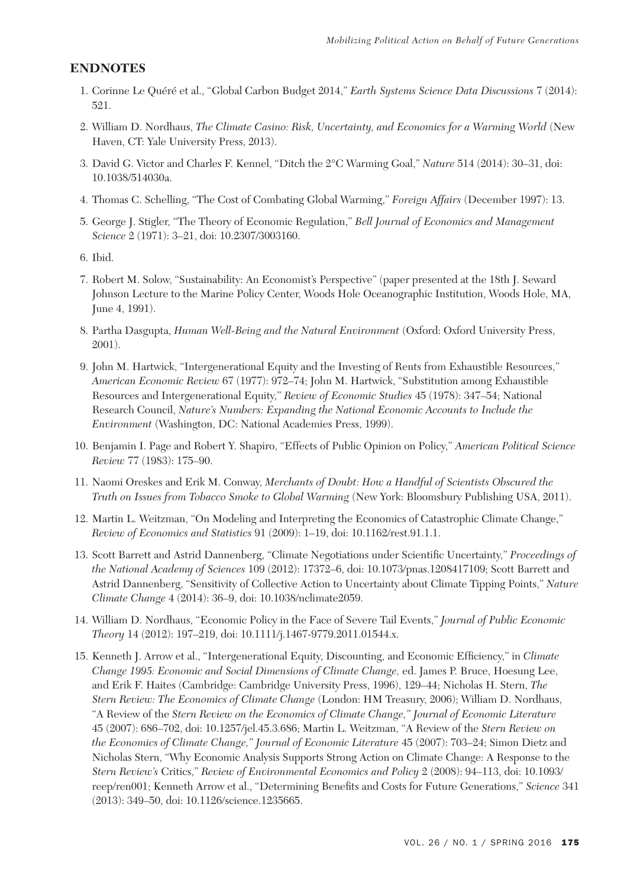## ENDNOTES

1. Corinne Le Quéré et al., "Global Carbon Budget 2014," *Earth Systems Science Data Discussions* 7 (2014): 521.
2. William D. Nordhaus, *The Climate Casino: Risk, Uncertainty, and Economics for a Warming World* (New Haven, CT: Yale University Press, 2013).
3. David G. Victor and Charles F. Kennel, "Ditch the 2°C Warming Goal," *Nature* 514 (2014): 30–31, doi: 10.1038/514030a.
4. Thomas C. Schelling, "The Cost of Combating Global Warming," *Foreign Affairs* (December 1997): 13.
5. George J. Stigler, "The Theory of Economic Regulation," *Bell Journal of Economics and Management Science* 2 (1971): 3–21, doi: 10.2307/3003160.
6. Ibid.
7. Robert M. Solow, "Sustainability: An Economist's Perspective" (paper presented at the 18th J. Seward Johnson Lecture to the Marine Policy Center, Woods Hole Oceanographic Institution, Woods Hole, MA, June 4, 1991).
8. Partha Dasgupta, *Human Well-Being and the Natural Environment* (Oxford: Oxford University Press, 2001).
9. John M. Hartwick, "Intergenerational Equity and the Investing of Rents from Exhaustible Resources," *American Economic Review* 67 (1977): 972–74; John M. Hartwick, "Substitution among Exhaustible Resources and Intergenerational Equity," *Review of Economic Studies* 45 (1978): 347–54; National Research Council, *Nature's Numbers: Expanding the National Economic Accounts to Include the Environment* (Washington, DC: National Academies Press, 1999).
10. Benjamin I. Page and Robert Y. Shapiro, "Effects of Public Opinion on Policy," *American Political Science Review* 77 (1983): 175–90.
11. Naomi Oreskes and Erik M. Conway, *Merchants of Doubt: How a Handful of Scientists Obscured the Truth on Issues from Tobacco Smoke to Global Warming* (New York: Bloomsbury Publishing USA, 2011).
12. Martin L. Weitzman, "On Modeling and Interpreting the Economics of Catastrophic Climate Change," *Review of Economics and Statistics* 91 (2009): 1–19, doi: 10.1162/rest.91.1.1.
13. Scott Barrett and Astrid Dannenberg, "Climate Negotiations under Scientific Uncertainty," *Proceedings of the National Academy of Sciences* 109 (2012): 17372–6, doi: 10.1073/pnas.1208417109; Scott Barrett and Astrid Dannenberg, "Sensitivity of Collective Action to Uncertainty about Climate Tipping Points," *Nature Climate Change* 4 (2014): 36–9, doi: 10.1038/nclimate2059.
14. William D. Nordhaus, "Economic Policy in the Face of Severe Tail Events," *Journal of Public Economic Theory* 14 (2012): 197–219, doi: 10.1111/j.1467-9779.2011.01544.x.
15. Kenneth J. Arrow et al., "Intergenerational Equity, Discounting, and Economic Efficiency," in *Climate Change 1995: Economic and Social Dimensions of Climate Change,* ed. James P. Bruce, Hoesung Lee, and Erik F. Haites (Cambridge: Cambridge University Press, 1996), 129–44; Nicholas H. Stern, *The Stern Review: The Economics of Climate Change* (London: HM Treasury, 2006); William D. Nordhaus, "A Review of the *Stern Review on the Economics of Climate Change," Journal of Economic Literature* 45 (2007): 686–702, doi: 10.1257/jel.45.3.686; Martin L. Weitzman, "A Review of the *Stern Review on the Economics of Climate Change," Journal of Economic Literature* 45 (2007): 703–24; Simon Dietz and Nicholas Stern, "Why Economic Analysis Supports Strong Action on Climate Change: A Response to the *Stern Review's* Critics," *Review of Environmental Economics and Policy* 2 (2008): 94–113, doi: 10.1093/reep/ren001; Kenneth Arrow et al., "Determining Benefits and Costs for Future Generations," *Science* 341 (2013): 349–50, doi: 10.1126/science.1235665.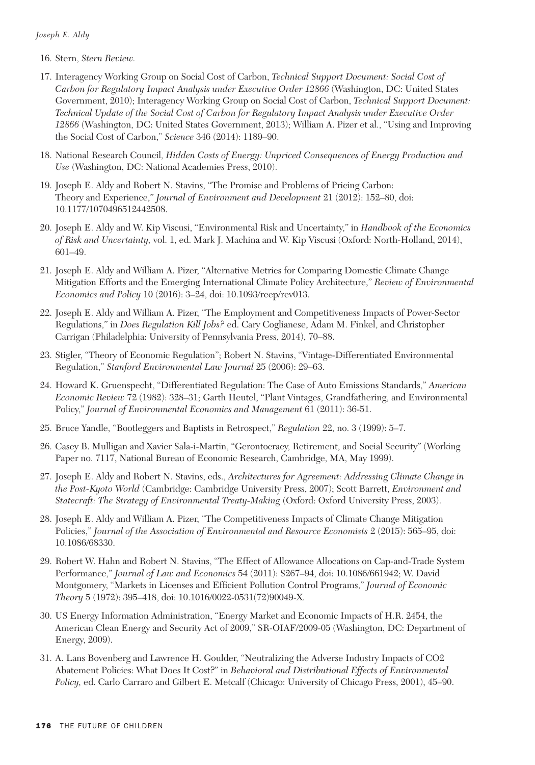16. Stern, *Stern Review.*

17. Interagency Working Group on Social Cost of Carbon, *Technical Support Document: Social Cost of Carbon for Regulatory Impact Analysis under Executive Order 12866* (Washington, DC: United States Government, 2010); Interagency Working Group on Social Cost of Carbon, *Technical Support Document: Technical Update of the Social Cost of Carbon for Regulatory Impact Analysis under Executive Order 12866* (Washington, DC: United States Government, 2013); William A. Pizer et al., "Using and Improving the Social Cost of Carbon," *Science* 346 (2014): 1189–90.

18. National Research Council, *Hidden Costs of Energy: Unpriced Consequences of Energy Production and Use* (Washington, DC: National Academies Press, 2010).

19. Joseph E. Aldy and Robert N. Stavins, "The Promise and Problems of Pricing Carbon: Theory and Experience," *Journal of Environment and Development* 21 (2012): 152–80, doi: 10.1177/1070496512442508.

20. Joseph E. Aldy and W. Kip Viscusi, "Environmental Risk and Uncertainty," in *Handbook of the Economics of Risk and Uncertainty,* vol. 1, ed. Mark J. Machina and W. Kip Viscusi (Oxford: North-Holland, 2014), 601–49.

21. Joseph E. Aldy and William A. Pizer, "Alternative Metrics for Comparing Domestic Climate Change Mitigation Efforts and the Emerging International Climate Policy Architecture," *Review of Environmental Economics and Policy* 10 (2016): 3–24, doi: 10.1093/reep/rev013.

22. Joseph E. Aldy and William A. Pizer, "The Employment and Competitiveness Impacts of Power-Sector Regulations," in *Does Regulation Kill Jobs?* ed. Cary Coglianese, Adam M. Finkel, and Christopher Carrigan (Philadelphia: University of Pennsylvania Press, 2014), 70–88.

23. Stigler, "Theory of Economic Regulation"; Robert N. Stavins, "Vintage-Differentiated Environmental Regulation," *Stanford Environmental Law Journal* 25 (2006): 29–63.

24. Howard K. Gruenspecht, "Differentiated Regulation: The Case of Auto Emissions Standards," *American Economic Review* 72 (1982): 328–31; Garth Heutel, "Plant Vintages, Grandfathering, and Environmental Policy," *Journal of Environmental Economics and Management* 61 (2011): 36-51.

25. Bruce Yandle, "Bootleggers and Baptists in Retrospect," *Regulation* 22, no. 3 (1999): 5–7.

26. Casey B. Mulligan and Xavier Sala-i-Martin, "Gerontocracy, Retirement, and Social Security" (Working Paper no. 7117, National Bureau of Economic Research, Cambridge, MA, May 1999).

27. Joseph E. Aldy and Robert N. Stavins, eds., *Architectures for Agreement: Addressing Climate Change in the Post-Kyoto World* (Cambridge: Cambridge University Press, 2007); Scott Barrett, *Environment and Statecraft: The Strategy of Environmental Treaty-Making* (Oxford: Oxford University Press, 2003).

28. Joseph E. Aldy and William A. Pizer, "The Competitiveness Impacts of Climate Change Mitigation Policies," *Journal of the Association of Environmental and Resource Economists* 2 (2015): 565–95, doi: 10.1086/68330.

29. Robert W. Hahn and Robert N. Stavins, "The Effect of Allowance Allocations on Cap-and-Trade System Performance," *Journal of Law and Economics* 54 (2011): S267–94, doi: 10.1086/661942; W. David Montgomery, "Markets in Licenses and Efficient Pollution Control Programs," *Journal of Economic Theory* 5 (1972): 395–418, doi: 10.1016/0022-0531(72)90049-X.

30. US Energy Information Administration, "Energy Market and Economic Impacts of H.R. 2454, the American Clean Energy and Security Act of 2009," SR-OIAF/2009-05 (Washington, DC: Department of Energy, 2009).

31. A. Lans Bovenberg and Lawrence H. Goulder, "Neutralizing the Adverse Industry Impacts of CO2 Abatement Policies: What Does It Cost?" in *Behavioral and Distributional Effects of Environmental Policy,* ed. Carlo Carraro and Gilbert E. Metcalf (Chicago: University of Chicago Press, 2001), 45–90.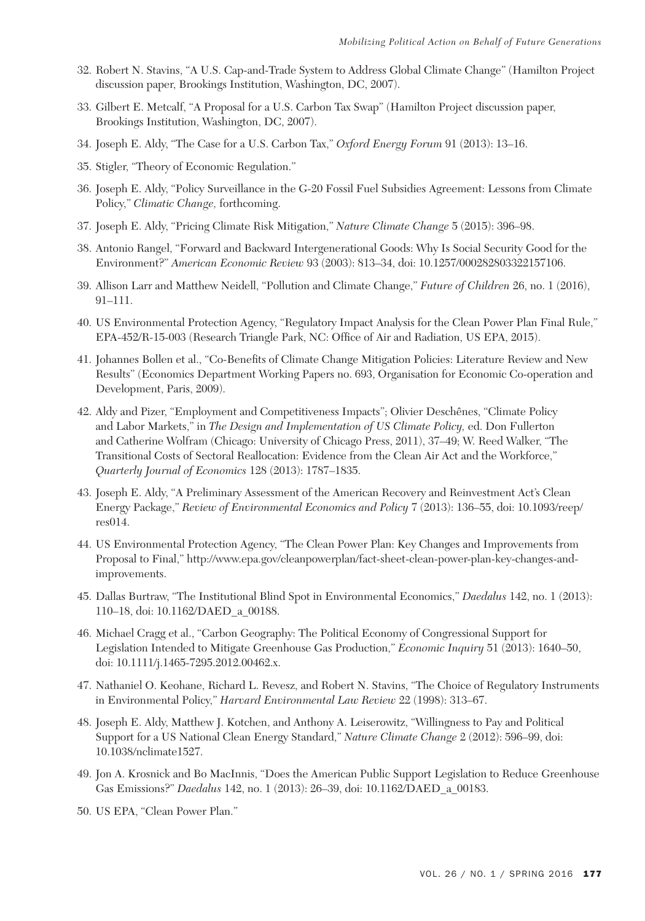32. Robert N. Stavins, "A U.S. Cap-and-Trade System to Address Global Climate Change" (Hamilton Project discussion paper, Brookings Institution, Washington, DC, 2007).

33. Gilbert E. Metcalf, "A Proposal for a U.S. Carbon Tax Swap" (Hamilton Project discussion paper, Brookings Institution, Washington, DC, 2007).

34. Joseph E. Aldy, "The Case for a U.S. Carbon Tax," *Oxford Energy Forum* 91 (2013): 13–16.

35. Stigler, "Theory of Economic Regulation."

36. Joseph E. Aldy, "Policy Surveillance in the G-20 Fossil Fuel Subsidies Agreement: Lessons from Climate Policy," *Climatic Change,* forthcoming.

37. Joseph E. Aldy, "Pricing Climate Risk Mitigation," *Nature Climate Change* 5 (2015): 396–98.

38. Antonio Rangel, "Forward and Backward Intergenerational Goods: Why Is Social Security Good for the Environment?" *American Economic Review* 93 (2003): 813–34, doi: 10.1257/000282803322157106.

39. Allison Larr and Matthew Neidell, "Pollution and Climate Change," *Future of Children* 26, no. 1 (2016), 91–111.

40. US Environmental Protection Agency, "Regulatory Impact Analysis for the Clean Power Plan Final Rule," EPA-452/R-15-003 (Research Triangle Park, NC: Office of Air and Radiation, US EPA, 2015).

41. Johannes Bollen et al., "Co-Benefits of Climate Change Mitigation Policies: Literature Review and New Results" (Economics Department Working Papers no. 693, Organisation for Economic Co-operation and Development, Paris, 2009).

42. Aldy and Pizer, "Employment and Competitiveness Impacts"; Olivier Deschênes, "Climate Policy and Labor Markets," in *The Design and Implementation of US Climate Policy,* ed. Don Fullerton and Catherine Wolfram (Chicago: University of Chicago Press, 2011), 37–49; W. Reed Walker, "The Transitional Costs of Sectoral Reallocation: Evidence from the Clean Air Act and the Workforce," *Quarterly Journal of Economics* 128 (2013): 1787–1835.

43. Joseph E. Aldy, "A Preliminary Assessment of the American Recovery and Reinvestment Act's Clean Energy Package," *Review of Environmental Economics and Policy* 7 (2013): 136–55, doi: 10.1093/reep/res014.

44. US Environmental Protection Agency, "The Clean Power Plan: Key Changes and Improvements from Proposal to Final," http://www.epa.gov/cleanpowerplan/fact-sheet-clean-power-plan-key-changes-and-improvements.

45. Dallas Burtraw, "The Institutional Blind Spot in Environmental Economics," *Daedalus* 142, no. 1 (2013): 110–18, doi: 10.1162/DAED_a_00188.

46. Michael Cragg et al., "Carbon Geography: The Political Economy of Congressional Support for Legislation Intended to Mitigate Greenhouse Gas Production," *Economic Inquiry* 51 (2013): 1640–50, doi: 10.1111/j.1465-7295.2012.00462.x.

47. Nathaniel O. Keohane, Richard L. Revesz, and Robert N. Stavins, "The Choice of Regulatory Instruments in Environmental Policy," *Harvard Environmental Law Review* 22 (1998): 313–67.

48. Joseph E. Aldy, Matthew J. Kotchen, and Anthony A. Leiserowitz, "Willingness to Pay and Political Support for a US National Clean Energy Standard," *Nature Climate Change* 2 (2012): 596–99, doi: 10.1038/nclimate1527.

49. Jon A. Krosnick and Bo MacInnis, "Does the American Public Support Legislation to Reduce Greenhouse Gas Emissions?" *Daedalus* 142, no. 1 (2013): 26–39, doi: 10.1162/DAED_a_00183.

50. US EPA, "Clean Power Plan."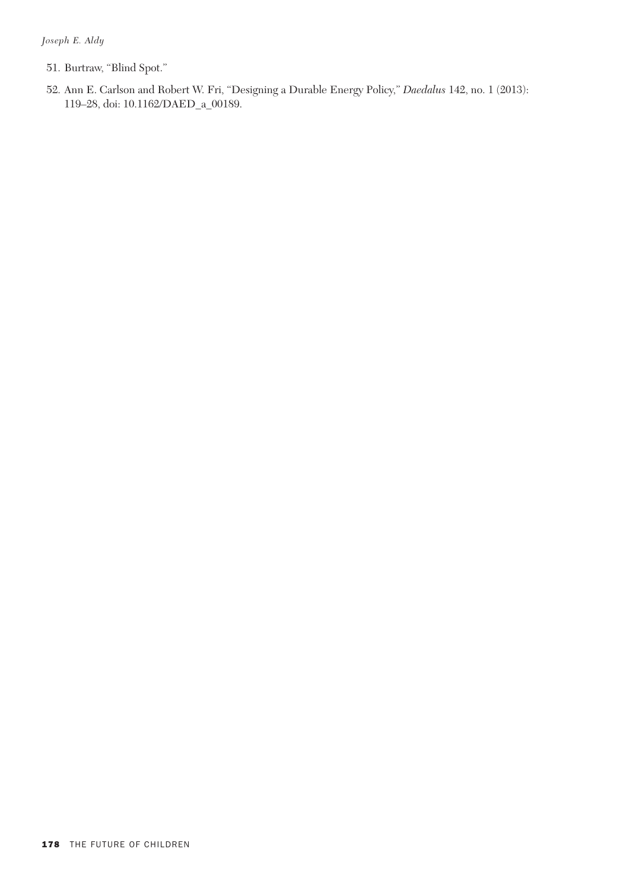51. Burtraw, "Blind Spot."
52. Ann E. Carlson and Robert W. Fri, "Designing a Durable Energy Policy," *Daedalus* 142, no. 1 (2013): 119–28, doi: 10.1162/DAED_a_00189.